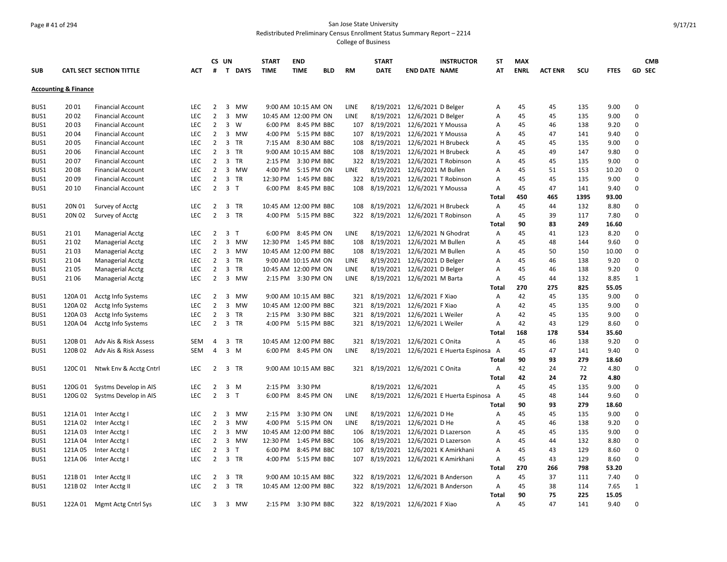San Jose State University

Redistributed Preliminary Census Enrollment Status Summary Report – 2214

College of Business

## Accounting & Finance

| SUB | CATL SECT | SECTION TITTLE | ACT | CS # | UN T | DAYS | START TIME | END TIME | BLD | RM | START DATE | END DATE | INSTRUCTOR NAME | ST AT | MAX ENRL | ACT ENR | SCU | FTES | GD | CMB SEC |
|---|---|---|---|---|---|---|---|---|---|---|---|---|---|---|---|---|---|---|---|---|
| BUS1 | 20 01 | Financial Account | LEC | 2 | 3 | MW | 9:00 AM | 10:15 AM | ON | LINE | 8/19/2021 | 12/6/2021 | D Belger | A | 45 | 45 | 135 | 9.00 | 0 | |
| BUS1 | 20 02 | Financial Account | LEC | 2 | 3 | MW | 10:45 AM | 12:00 PM | ON | LINE | 8/19/2021 | 12/6/2021 | D Belger | A | 45 | 45 | 135 | 9.00 | 0 | |
| BUS1 | 20 03 | Financial Account | LEC | 2 | 3 | W | 6:00 PM | 8:45 PM | BBC | 107 | 8/19/2021 | 12/6/2021 | Y Moussa | A | 45 | 46 | 138 | 9.20 | 0 | |
| BUS1 | 20 04 | Financial Account | LEC | 2 | 3 | MW | 4:00 PM | 5:15 PM | BBC | 107 | 8/19/2021 | 12/6/2021 | Y Moussa | A | 45 | 47 | 141 | 9.40 | 0 | |
| BUS1 | 20 05 | Financial Account | LEC | 2 | 3 | TR | 7:15 AM | 8:30 AM | BBC | 108 | 8/19/2021 | 12/6/2021 | H Brubeck | A | 45 | 45 | 135 | 9.00 | 0 | |
| BUS1 | 20 06 | Financial Account | LEC | 2 | 3 | TR | 9:00 AM | 10:15 AM | BBC | 108 | 8/19/2021 | 12/6/2021 | H Brubeck | A | 45 | 49 | 147 | 9.80 | 0 | |
| BUS1 | 20 07 | Financial Account | LEC | 2 | 3 | TR | 2:15 PM | 3:30 PM | BBC | 322 | 8/19/2021 | 12/6/2021 | T Robinson | A | 45 | 45 | 135 | 9.00 | 0 | |
| BUS1 | 20 08 | Financial Account | LEC | 2 | 3 | MW | 4:00 PM | 5:15 PM | ON | LINE | 8/19/2021 | 12/6/2021 | M Bullen | A | 45 | 51 | 153 | 10.20 | 0 | |
| BUS1 | 20 09 | Financial Account | LEC | 2 | 3 | TR | 12:30 PM | 1:45 PM | BBC | 322 | 8/19/2021 | 12/6/2021 | T Robinson | A | 45 | 45 | 135 | 9.00 | 0 | |
| BUS1 | 20 10 | Financial Account | LEC | 2 | 3 | T | 6:00 PM | 8:45 PM | BBC | 108 | 8/19/2021 | 12/6/2021 | Y Moussa | A | 45 | 47 | 141 | 9.40 | 0 | |
| | | | | | | | | | | | | | | **Total** | **450** | **465** | **1395** | **93.00** | | |
| BUS1 | 20N 01 | Survey of Acctg | LEC | 2 | 3 | TR | 10:45 AM | 12:00 PM | BBC | 108 | 8/19/2021 | 12/6/2021 | H Brubeck | A | 45 | 44 | 132 | 8.80 | 0 | |
| BUS1 | 20N 02 | Survey of Acctg | LEC | 2 | 3 | TR | 4:00 PM | 5:15 PM | BBC | 322 | 8/19/2021 | 12/6/2021 | T Robinson | A | 45 | 39 | 117 | 7.80 | 0 | |
| | | | | | | | | | | | | | | **Total** | **90** | **83** | **249** | **16.60** | | |
| BUS1 | 21 01 | Managerial Acctg | LEC | 2 | 3 | T | 6:00 PM | 8:45 PM | ON | LINE | 8/19/2021 | 12/6/2021 | N Ghodrat | A | 45 | 41 | 123 | 8.20 | 0 | |
| BUS1 | 21 02 | Managerial Acctg | LEC | 2 | 3 | MW | 12:30 PM | 1:45 PM | BBC | 108 | 8/19/2021 | 12/6/2021 | M Bullen | A | 45 | 48 | 144 | 9.60 | 0 | |
| BUS1 | 21 03 | Managerial Acctg | LEC | 2 | 3 | MW | 10:45 AM | 12:00 PM | BBC | 108 | 8/19/2021 | 12/6/2021 | M Bullen | A | 45 | 50 | 150 | 10.00 | 0 | |
| BUS1 | 21 04 | Managerial Acctg | LEC | 2 | 3 | TR | 9:00 AM | 10:15 AM | ON | LINE | 8/19/2021 | 12/6/2021 | D Belger | A | 45 | 46 | 138 | 9.20 | 0 | |
| BUS1 | 21 05 | Managerial Acctg | LEC | 2 | 3 | TR | 10:45 AM | 12:00 PM | ON | LINE | 8/19/2021 | 12/6/2021 | D Belger | A | 45 | 46 | 138 | 9.20 | 0 | |
| BUS1 | 21 06 | Managerial Acctg | LEC | 2 | 3 | MW | 2:15 PM | 3:30 PM | ON | LINE | 8/19/2021 | 12/6/2021 | M Barta | A | 45 | 44 | 132 | 8.85 | 1 | |
| | | | | | | | | | | | | | | **Total** | **270** | **275** | **825** | **55.05** | | |
| BUS1 | 120A 01 | Acctg Info Systems | LEC | 2 | 3 | MW | 9:00 AM | 10:15 AM | BBC | 321 | 8/19/2021 | 12/6/2021 | F Xiao | A | 42 | 45 | 135 | 9.00 | 0 | |
| BUS1 | 120A 02 | Acctg Info Systems | LEC | 2 | 3 | MW | 10:45 AM | 12:00 PM | BBC | 321 | 8/19/2021 | 12/6/2021 | F Xiao | A | 42 | 45 | 135 | 9.00 | 0 | |
| BUS1 | 120A 03 | Acctg Info Systems | LEC | 2 | 3 | TR | 2:15 PM | 3:30 PM | BBC | 321 | 8/19/2021 | 12/6/2021 | L Weiler | A | 42 | 45 | 135 | 9.00 | 0 | |
| BUS1 | 120A 04 | Acctg Info Systems | LEC | 2 | 3 | TR | 4:00 PM | 5:15 PM | BBC | 321 | 8/19/2021 | 12/6/2021 | L Weiler | A | 42 | 43 | 129 | 8.60 | 0 | |
| | | | | | | | | | | | | | | **Total** | **168** | **178** | **534** | **35.60** | | |
| BUS1 | 120B 01 | Adv Ais & Risk Assess | SEM | 4 | 3 | TR | 10:45 AM | 12:00 PM | BBC | 321 | 8/19/2021 | 12/6/2021 | C Onita | A | 45 | 46 | 138 | 9.20 | 0 | |
| BUS1 | 120B 02 | Adv Ais & Risk Assess | SEM | 4 | 3 | M | 6:00 PM | 8:45 PM | ON | LINE | 8/19/2021 | 12/6/2021 | E Huerta Espinosa | A | 45 | 47 | 141 | 9.40 | 0 | |
| | | | | | | | | | | | | | | **Total** | **90** | **93** | **279** | **18.60** | | |
| BUS1 | 120C 01 | Ntwk Env & Acctg Cntrl | LEC | 2 | 3 | TR | 9:00 AM | 10:15 AM | BBC | 321 | 8/19/2021 | 12/6/2021 | C Onita | A | 42 | 24 | 72 | 4.80 | 0 | |
| | | | | | | | | | | | | | | **Total** | **42** | **24** | **72** | **4.80** | | |
| BUS1 | 120G 01 | Systms Develop in AIS | LEC | 2 | 3 | M | 2:15 PM | 3:30 PM | | | 8/19/2021 | 12/6/2021 | | A | 45 | 45 | 135 | 9.00 | 0 | |
| BUS1 | 120G 02 | Systms Develop in AIS | LEC | 2 | 3 | T | 6:00 PM | 8:45 PM | ON | LINE | 8/19/2021 | 12/6/2021 | E Huerta Espinosa | A | 45 | 48 | 144 | 9.60 | 0 | |
| | | | | | | | | | | | | | | **Total** | **90** | **93** | **279** | **18.60** | | |
| BUS1 | 121A 01 | Inter Acctg I | LEC | 2 | 3 | MW | 2:15 PM | 3:30 PM | ON | LINE | 8/19/2021 | 12/6/2021 | D He | A | 45 | 45 | 135 | 9.00 | 0 | |
| BUS1 | 121A 02 | Inter Acctg I | LEC | 2 | 3 | MW | 4:00 PM | 5:15 PM | ON | LINE | 8/19/2021 | 12/6/2021 | D He | A | 45 | 46 | 138 | 9.20 | 0 | |
| BUS1 | 121A 03 | Inter Acctg I | LEC | 2 | 3 | MW | 10:45 AM | 12:00 PM | BBC | 106 | 8/19/2021 | 12/6/2021 | D Lazerson | A | 45 | 45 | 135 | 9.00 | 0 | |
| BUS1 | 121A 04 | Inter Acctg I | LEC | 2 | 3 | MW | 12:30 PM | 1:45 PM | BBC | 106 | 8/19/2021 | 12/6/2021 | D Lazerson | A | 45 | 44 | 132 | 8.80 | 0 | |
| BUS1 | 121A 05 | Inter Acctg I | LEC | 2 | 3 | T | 6:00 PM | 8:45 PM | BBC | 107 | 8/19/2021 | 12/6/2021 | K Amirkhani | A | 45 | 43 | 129 | 8.60 | 0 | |
| BUS1 | 121A 06 | Inter Acctg I | LEC | 2 | 3 | TR | 4:00 PM | 5:15 PM | BBC | 107 | 8/19/2021 | 12/6/2021 | K Amirkhani | A | 45 | 43 | 129 | 8.60 | 0 | |
| | | | | | | | | | | | | | | **Total** | **270** | **266** | **798** | **53.20** | | |
| BUS1 | 121B 01 | Inter Acctg II | LEC | 2 | 3 | TR | 9:00 AM | 10:15 AM | BBC | 322 | 8/19/2021 | 12/6/2021 | B Anderson | A | 45 | 37 | 111 | 7.40 | 0 | |
| BUS1 | 121B 02 | Inter Acctg II | LEC | 2 | 3 | TR | 10:45 AM | 12:00 PM | BBC | 322 | 8/19/2021 | 12/6/2021 | B Anderson | A | 45 | 38 | 114 | 7.65 | 1 | |
| | | | | | | | | | | | | | | **Total** | **90** | **75** | **225** | **15.05** | | |
| BUS1 | 122A 01 | Mgmt Actg Cntrl Sys | LEC | 3 | 3 | MW | 2:15 PM | 3:30 PM | BBC | 322 | 8/19/2021 | 12/6/2021 | F Xiao | A | 45 | 47 | 141 | 9.40 | 0 | |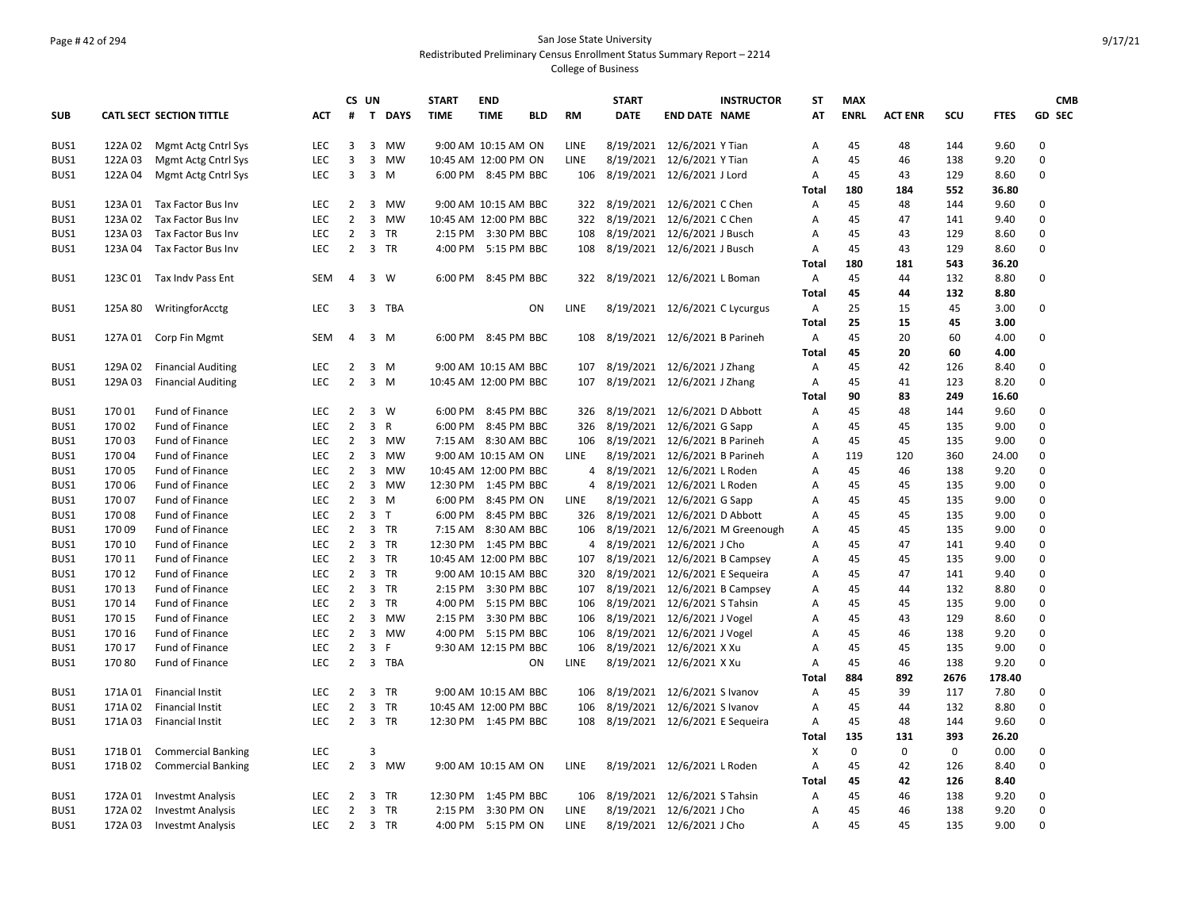San Jose State University

Redistributed Preliminary Census Enrollment Status Summary Report – 2214

College of Business

| SUB | CATL SECT | SECTION TITTLE | ACT | CS # | UN T | DAYS | START TIME | END TIME | BLD | RM | START DATE | END DATE | INSTRUCTOR NAME | ST AT | MAX ENRL | ACT ENR | SCU | FTES | GD | CMB SEC |
|---|---|---|---|---|---|---|---|---|---|---|---|---|---|---|---|---|---|---|---|---|
| BUS1 | 122A 02 | Mgmt Actg Cntrl Sys | LEC | 3 | 3 | MW | 9:00 AM | 10:15 AM | ON | LINE | 8/19/2021 | 12/6/2021 | Y Tian | A | 45 | 48 | 144 | 9.60 | 0 | |
| BUS1 | 122A 03 | Mgmt Actg Cntrl Sys | LEC | 3 | 3 | MW | 10:45 AM | 12:00 PM | ON | LINE | 8/19/2021 | 12/6/2021 | Y Tian | A | 45 | 46 | 138 | 9.20 | 0 | |
| BUS1 | 122A 04 | Mgmt Actg Cntrl Sys | LEC | 3 | 3 | M | 6:00 PM | 8:45 PM | BBC | 106 | 8/19/2021 | 12/6/2021 | J Lord | A | 45 | 43 | 129 | 8.60 | 0 | |
| | | | | | | | | | | | | | | Total | 180 | 184 | 552 | 36.80 | | |
| BUS1 | 123A 01 | Tax Factor Bus Inv | LEC | 2 | 3 | MW | 9:00 AM | 10:15 AM | BBC | 322 | 8/19/2021 | 12/6/2021 | C Chen | A | 45 | 48 | 144 | 9.60 | 0 | |
| BUS1 | 123A 02 | Tax Factor Bus Inv | LEC | 2 | 3 | MW | 10:45 AM | 12:00 PM | BBC | 322 | 8/19/2021 | 12/6/2021 | C Chen | A | 45 | 47 | 141 | 9.40 | 0 | |
| BUS1 | 123A 03 | Tax Factor Bus Inv | LEC | 2 | 3 | TR | 2:15 PM | 3:30 PM | BBC | 108 | 8/19/2021 | 12/6/2021 | J Busch | A | 45 | 43 | 129 | 8.60 | 0 | |
| BUS1 | 123A 04 | Tax Factor Bus Inv | LEC | 2 | 3 | TR | 4:00 PM | 5:15 PM | BBC | 108 | 8/19/2021 | 12/6/2021 | J Busch | A | 45 | 43 | 129 | 8.60 | 0 | |
| | | | | | | | | | | | | | | Total | 180 | 181 | 543 | 36.20 | | |
| BUS1 | 123C 01 | Tax Indv Pass Ent | SEM | 4 | 3 | W | 6:00 PM | 8:45 PM | BBC | 322 | 8/19/2021 | 12/6/2021 | L Boman | A | 45 | 44 | 132 | 8.80 | 0 | |
| | | | | | | | | | | | | | | Total | 45 | 44 | 132 | 8.80 | | |
| BUS1 | 125A 80 | WritingforAcctg | LEC | 3 | 3 | TBA | | | ON | LINE | 8/19/2021 | 12/6/2021 | C Lycurgus | A | 25 | 15 | 45 | 3.00 | 0 | |
| | | | | | | | | | | | | | | Total | 25 | 15 | 45 | 3.00 | | |
| BUS1 | 127A 01 | Corp Fin Mgmt | SEM | 4 | 3 | M | 6:00 PM | 8:45 PM | BBC | 108 | 8/19/2021 | 12/6/2021 | B Parineh | A | 45 | 20 | 60 | 4.00 | 0 | |
| | | | | | | | | | | | | | | Total | 45 | 20 | 60 | 4.00 | | |
| BUS1 | 129A 02 | Financial Auditing | LEC | 2 | 3 | M | 9:00 AM | 10:15 AM | BBC | 107 | 8/19/2021 | 12/6/2021 | J Zhang | A | 45 | 42 | 126 | 8.40 | 0 | |
| BUS1 | 129A 03 | Financial Auditing | LEC | 2 | 3 | M | 10:45 AM | 12:00 PM | BBC | 107 | 8/19/2021 | 12/6/2021 | J Zhang | A | 45 | 41 | 123 | 8.20 | 0 | |
| | | | | | | | | | | | | | | Total | 90 | 83 | 249 | 16.60 | | |
| BUS1 | 170 01 | Fund of Finance | LEC | 2 | 3 | W | 6:00 PM | 8:45 PM | BBC | 326 | 8/19/2021 | 12/6/2021 | D Abbott | A | 45 | 48 | 144 | 9.60 | 0 | |
| BUS1 | 170 02 | Fund of Finance | LEC | 2 | 3 | R | 6:00 PM | 8:45 PM | BBC | 326 | 8/19/2021 | 12/6/2021 | G Sapp | A | 45 | 45 | 135 | 9.00 | 0 | |
| BUS1 | 170 03 | Fund of Finance | LEC | 2 | 3 | MW | 7:15 AM | 8:30 AM | BBC | 106 | 8/19/2021 | 12/6/2021 | B Parineh | A | 45 | 45 | 135 | 9.00 | 0 | |
| BUS1 | 170 04 | Fund of Finance | LEC | 2 | 3 | MW | 9:00 AM | 10:15 AM | ON | LINE | 8/19/2021 | 12/6/2021 | B Parineh | A | 119 | 120 | 360 | 24.00 | 0 | |
| BUS1 | 170 05 | Fund of Finance | LEC | 2 | 3 | MW | 10:45 AM | 12:00 PM | BBC | 4 | 8/19/2021 | 12/6/2021 | L Roden | A | 45 | 46 | 138 | 9.20 | 0 | |
| BUS1 | 170 06 | Fund of Finance | LEC | 2 | 3 | MW | 12:30 PM | 1:45 PM | BBC | 4 | 8/19/2021 | 12/6/2021 | L Roden | A | 45 | 45 | 135 | 9.00 | 0 | |
| BUS1 | 170 07 | Fund of Finance | LEC | 2 | 3 | M | 6:00 PM | 8:45 PM | ON | LINE | 8/19/2021 | 12/6/2021 | G Sapp | A | 45 | 45 | 135 | 9.00 | 0 | |
| BUS1 | 170 08 | Fund of Finance | LEC | 2 | 3 | T | 6:00 PM | 8:45 PM | BBC | 326 | 8/19/2021 | 12/6/2021 | D Abbott | A | 45 | 45 | 135 | 9.00 | 0 | |
| BUS1 | 170 09 | Fund of Finance | LEC | 2 | 3 | TR | 7:15 AM | 8:30 AM | BBC | 106 | 8/19/2021 | 12/6/2021 | M Greenough | A | 45 | 45 | 135 | 9.00 | 0 | |
| BUS1 | 170 10 | Fund of Finance | LEC | 2 | 3 | TR | 12:30 PM | 1:45 PM | BBC | 4 | 8/19/2021 | 12/6/2021 | J Cho | A | 45 | 47 | 141 | 9.40 | 0 | |
| BUS1 | 170 11 | Fund of Finance | LEC | 2 | 3 | TR | 10:45 AM | 12:00 PM | BBC | 107 | 8/19/2021 | 12/6/2021 | B Campsey | A | 45 | 45 | 135 | 9.00 | 0 | |
| BUS1 | 170 12 | Fund of Finance | LEC | 2 | 3 | TR | 9:00 AM | 10:15 AM | BBC | 320 | 8/19/2021 | 12/6/2021 | E Sequeira | A | 45 | 47 | 141 | 9.40 | 0 | |
| BUS1 | 170 13 | Fund of Finance | LEC | 2 | 3 | TR | 2:15 PM | 3:30 PM | BBC | 107 | 8/19/2021 | 12/6/2021 | B Campsey | A | 45 | 44 | 132 | 8.80 | 0 | |
| BUS1 | 170 14 | Fund of Finance | LEC | 2 | 3 | TR | 4:00 PM | 5:15 PM | BBC | 106 | 8/19/2021 | 12/6/2021 | S Tahsin | A | 45 | 45 | 135 | 9.00 | 0 | |
| BUS1 | 170 15 | Fund of Finance | LEC | 2 | 3 | MW | 2:15 PM | 3:30 PM | BBC | 106 | 8/19/2021 | 12/6/2021 | J Vogel | A | 45 | 43 | 129 | 8.60 | 0 | |
| BUS1 | 170 16 | Fund of Finance | LEC | 2 | 3 | MW | 4:00 PM | 5:15 PM | BBC | 106 | 8/19/2021 | 12/6/2021 | J Vogel | A | 45 | 46 | 138 | 9.20 | 0 | |
| BUS1 | 170 17 | Fund of Finance | LEC | 2 | 3 | F | 9:30 AM | 12:15 PM | BBC | 106 | 8/19/2021 | 12/6/2021 | X Xu | A | 45 | 45 | 135 | 9.00 | 0 | |
| BUS1 | 170 80 | Fund of Finance | LEC | 2 | 3 | TBA | | | ON | LINE | 8/19/2021 | 12/6/2021 | X Xu | A | 45 | 46 | 138 | 9.20 | 0 | |
| | | | | | | | | | | | | | | Total | 884 | 892 | 2676 | 178.40 | | |
| BUS1 | 171A 01 | Financial Instit | LEC | 2 | 3 | TR | 9:00 AM | 10:15 AM | BBC | 106 | 8/19/2021 | 12/6/2021 | S Ivanov | A | 45 | 39 | 117 | 7.80 | 0 | |
| BUS1 | 171A 02 | Financial Instit | LEC | 2 | 3 | TR | 10:45 AM | 12:00 PM | BBC | 106 | 8/19/2021 | 12/6/2021 | S Ivanov | A | 45 | 44 | 132 | 8.80 | 0 | |
| BUS1 | 171A 03 | Financial Instit | LEC | 2 | 3 | TR | 12:30 PM | 1:45 PM | BBC | 108 | 8/19/2021 | 12/6/2021 | E Sequeira | A | 45 | 48 | 144 | 9.60 | 0 | |
| | | | | | | | | | | | | | | Total | 135 | 131 | 393 | 26.20 | | |
| BUS1 | 171B 01 | Commercial Banking | LEC | | 3 | | | | | | | | | X | 0 | 0 | 0 | 0.00 | 0 | |
| BUS1 | 171B 02 | Commercial Banking | LEC | 2 | 3 | MW | 9:00 AM | 10:15 AM | ON | LINE | 8/19/2021 | 12/6/2021 | L Roden | A | 45 | 42 | 126 | 8.40 | 0 | |
| | | | | | | | | | | | | | | Total | 45 | 42 | 126 | 8.40 | | |
| BUS1 | 172A 01 | Investmt Analysis | LEC | 2 | 3 | TR | 12:30 PM | 1:45 PM | BBC | 106 | 8/19/2021 | 12/6/2021 | S Tahsin | A | 45 | 46 | 138 | 9.20 | 0 | |
| BUS1 | 172A 02 | Investmt Analysis | LEC | 2 | 3 | TR | 2:15 PM | 3:30 PM | ON | LINE | 8/19/2021 | 12/6/2021 | J Cho | A | 45 | 46 | 138 | 9.20 | 0 | |
| BUS1 | 172A 03 | Investmt Analysis | LEC | 2 | 3 | TR | 4:00 PM | 5:15 PM | ON | LINE | 8/19/2021 | 12/6/2021 | J Cho | A | 45 | 45 | 135 | 9.00 | 0 | |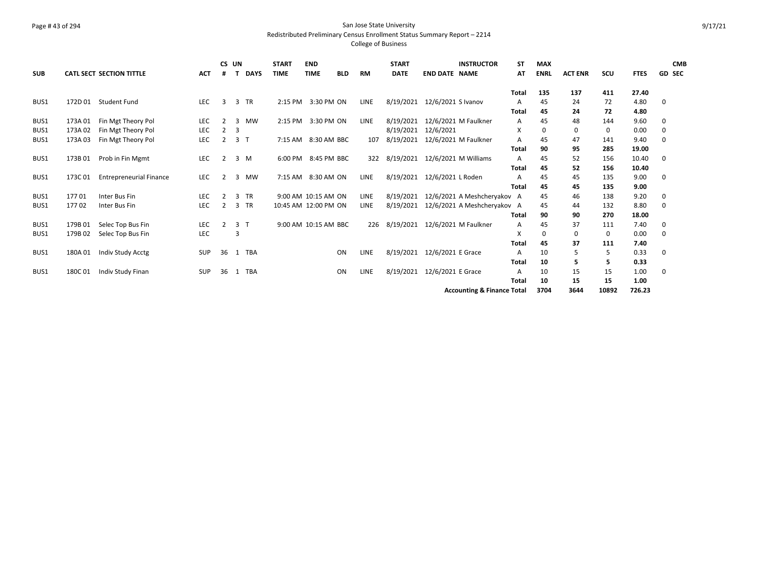San Jose State University
Redistributed Preliminary Census Enrollment Status Summary Report – 2214
College of Business

| SUB | CATL SECT | SECTION TITTLE | ACT | CS # | UN T | DAYS | START TIME | END TIME | BLD | RM | START DATE | END DATE | INSTRUCTOR NAME | ST AT | MAX ENRL | ACT ENR | SCU | FTES | GD | CMB SEC |
|---|---|---|---|---|---|---|---|---|---|---|---|---|---|---|---|---|---|---|---|---|
| | | | | | | | | | | | | | | **Total** | **135** | **137** | **411** | **27.40** | | |
| BUS1 | 172D 01 | Student Fund | LEC | 3 | 3 | TR | 2:15 PM | 3:30 PM | ON | LINE | 8/19/2021 | 12/6/2021 | S Ivanov | A | 45 | 24 | 72 | 4.80 | 0 | |
| | | | | | | | | | | | | | | **Total** | **45** | **24** | **72** | **4.80** | | |
| BUS1 | 173A 01 | Fin Mgt Theory Pol | LEC | 2 | 3 | MW | 2:15 PM | 3:30 PM | ON | LINE | 8/19/2021 | 12/6/2021 | M Faulkner | A | 45 | 48 | 144 | 9.60 | 0 | |
| BUS1 | 173A 02 | Fin Mgt Theory Pol | LEC | 2 | 3 | | | | | | 8/19/2021 | 12/6/2021 | | X | 0 | 0 | 0 | 0.00 | 0 | |
| BUS1 | 173A 03 | Fin Mgt Theory Pol | LEC | 2 | 3 | T | 7:15 AM | 8:30 AM | BBC | 107 | 8/19/2021 | 12/6/2021 | M Faulkner | A | 45 | 47 | 141 | 9.40 | 0 | |
| | | | | | | | | | | | | | | **Total** | **90** | **95** | **285** | **19.00** | | |
| BUS1 | 173B 01 | Prob in Fin Mgmt | LEC | 2 | 3 | M | 6:00 PM | 8:45 PM | BBC | 322 | 8/19/2021 | 12/6/2021 | M Williams | A | 45 | 52 | 156 | 10.40 | 0 | |
| | | | | | | | | | | | | | | **Total** | **45** | **52** | **156** | **10.40** | | |
| BUS1 | 173C 01 | Entrepreneurial Finance | LEC | 2 | 3 | MW | 7:15 AM | 8:30 AM | ON | LINE | 8/19/2021 | 12/6/2021 | L Roden | A | 45 | 45 | 135 | 9.00 | 0 | |
| | | | | | | | | | | | | | | **Total** | **45** | **45** | **135** | **9.00** | | |
| BUS1 | 177 01 | Inter Bus Fin | LEC | 2 | 3 | TR | 9:00 AM | 10:15 AM | ON | LINE | 8/19/2021 | 12/6/2021 | A Meshcheryakov | A | 45 | 46 | 138 | 9.20 | 0 | |
| BUS1 | 177 02 | Inter Bus Fin | LEC | 2 | 3 | TR | 10:45 AM | 12:00 PM | ON | LINE | 8/19/2021 | 12/6/2021 | A Meshcheryakov | A | 45 | 44 | 132 | 8.80 | 0 | |
| | | | | | | | | | | | | | | **Total** | **90** | **90** | **270** | **18.00** | | |
| BUS1 | 179B 01 | Selec Top Bus Fin | LEC | 2 | 3 | T | 9:00 AM | 10:15 AM | BBC | 226 | 8/19/2021 | 12/6/2021 | M Faulkner | A | 45 | 37 | 111 | 7.40 | 0 | |
| BUS1 | 179B 02 | Selec Top Bus Fin | LEC | | 3 | | | | | | | | | X | 0 | 0 | 0 | 0.00 | 0 | |
| | | | | | | | | | | | | | | **Total** | **45** | **37** | **111** | **7.40** | | |
| BUS1 | 180A 01 | Indiv Study Acctg | SUP | 36 | 1 | TBA | | | ON | LINE | 8/19/2021 | 12/6/2021 | E Grace | A | 10 | 5 | 5 | 0.33 | 0 | |
| | | | | | | | | | | | | | | **Total** | **10** | **5** | **5** | **0.33** | | |
| BUS1 | 180C 01 | Indiv Study Finan | SUP | 36 | 1 | TBA | | | ON | LINE | 8/19/2021 | 12/6/2021 | E Grace | A | 10 | 15 | 15 | 1.00 | 0 | |
| | | | | | | | | | | | | | | **Total** | **10** | **15** | **15** | **1.00** | | |
| | | | | | | | | | | | | | **Accounting & Finance Total** | | **3704** | **3644** | **10892** | **726.23** | | |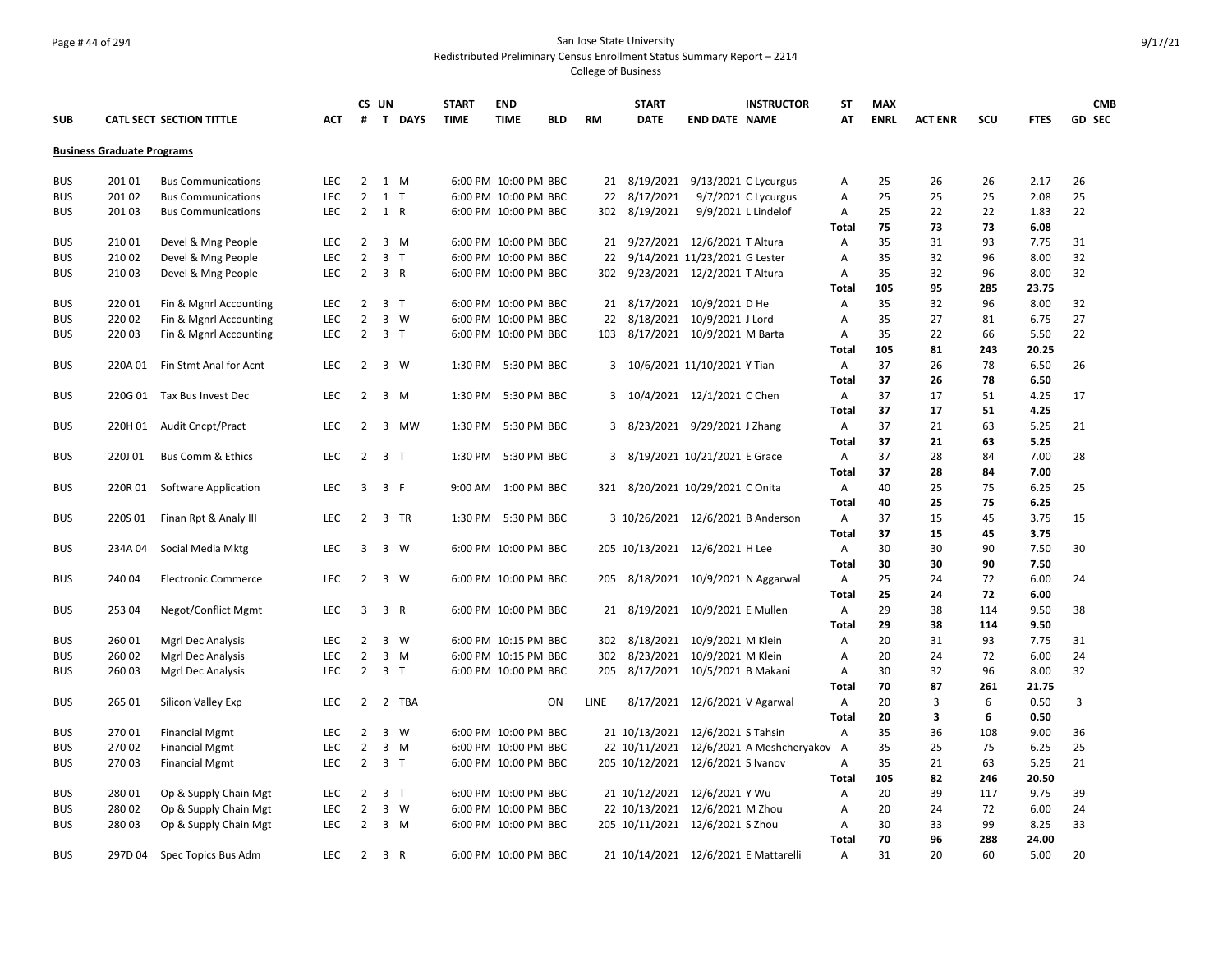San Jose State University
Redistributed Preliminary Census Enrollment Status Summary Report – 2214
College of Business

| SUB | CATL SECT | SECTION TITTLE | ACT | CS # | UN T | DAYS | START TIME | END TIME | BLD | RM | START DATE | END DATE | INSTRUCTOR NAME | ST AT | MAX ENRL | ACT ENR | SCU | FTES | CMB GD | SEC |
|---|---|---|---|---|---|---|---|---|---|---|---|---|---|---|---|---|---|---|---|---|
| **Business Graduate Programs** | | | | | | | | | | | | | | | | | | | | |
| BUS | 201 01 | Bus Communications | LEC | 2 | 1 | M | 6:00 PM | 10:00 PM | BBC | 21 | 8/19/2021 | 9/13/2021 | C Lycurgus | A | 25 | 26 | 26 | 2.17 | 26 | |
| BUS | 201 02 | Bus Communications | LEC | 2 | 1 | T | 6:00 PM | 10:00 PM | BBC | 22 | 8/17/2021 | 9/7/2021 | C Lycurgus | A | 25 | 25 | 25 | 2.08 | 25 | |
| BUS | 201 03 | Bus Communications | LEC | 2 | 1 | R | 6:00 PM | 10:00 PM | BBC | 302 | 8/19/2021 | 9/9/2021 | L Lindelof | A | 25 | 22 | 22 | 1.83 | 22 | |
| | | | | | | | | | | | | | | **Total** | **75** | **73** | **73** | **6.08** | | |
| BUS | 210 01 | Devel & Mng People | LEC | 2 | 3 | M | 6:00 PM | 10:00 PM | BBC | 21 | 9/27/2021 | 12/6/2021 | T Altura | A | 35 | 31 | 93 | 7.75 | 31 | |
| BUS | 210 02 | Devel & Mng People | LEC | 2 | 3 | T | 6:00 PM | 10:00 PM | BBC | 22 | 9/14/2021 | 11/23/2021 | G Lester | A | 35 | 32 | 96 | 8.00 | 32 | |
| BUS | 210 03 | Devel & Mng People | LEC | 2 | 3 | R | 6:00 PM | 10:00 PM | BBC | 302 | 9/23/2021 | 12/2/2021 | T Altura | A | 35 | 32 | 96 | 8.00 | 32 | |
| | | | | | | | | | | | | | | **Total** | **105** | **95** | **285** | **23.75** | | |
| BUS | 220 01 | Fin & Mgnrl Accounting | LEC | 2 | 3 | T | 6:00 PM | 10:00 PM | BBC | 21 | 8/17/2021 | 10/9/2021 | D He | A | 35 | 32 | 96 | 8.00 | 32 | |
| BUS | 220 02 | Fin & Mgnrl Accounting | LEC | 2 | 3 | W | 6:00 PM | 10:00 PM | BBC | 22 | 8/18/2021 | 10/9/2021 | J Lord | A | 35 | 27 | 81 | 6.75 | 27 | |
| BUS | 220 03 | Fin & Mgnrl Accounting | LEC | 2 | 3 | T | 6:00 PM | 10:00 PM | BBC | 103 | 8/17/2021 | 10/9/2021 | M Barta | A | 35 | 22 | 66 | 5.50 | 22 | |
| | | | | | | | | | | | | | | **Total** | **105** | **81** | **243** | **20.25** | | |
| BUS | 220A 01 | Fin Stmt Anal for Acnt | LEC | 2 | 3 | W | 1:30 PM | 5:30 PM | BBC | 3 | 10/6/2021 | 11/10/2021 | Y Tian | A | 37 | 26 | 78 | 6.50 | 26 | |
| | | | | | | | | | | | | | | **Total** | **37** | **26** | **78** | **6.50** | | |
| BUS | 220G 01 | Tax Bus Invest Dec | LEC | 2 | 3 | M | 1:30 PM | 5:30 PM | BBC | 3 | 10/4/2021 | 12/1/2021 | C Chen | A | 37 | 17 | 51 | 4.25 | 17 | |
| | | | | | | | | | | | | | | **Total** | **37** | **17** | **51** | **4.25** | | |
| BUS | 220H 01 | Audit Cncpt/Pract | LEC | 2 | 3 | MW | 1:30 PM | 5:30 PM | BBC | 3 | 8/23/2021 | 9/29/2021 | J Zhang | A | 37 | 21 | 63 | 5.25 | 21 | |
| | | | | | | | | | | | | | | **Total** | **37** | **21** | **63** | **5.25** | | |
| BUS | 220J 01 | Bus Comm & Ethics | LEC | 2 | 3 | T | 1:30 PM | 5:30 PM | BBC | 3 | 8/19/2021 | 10/21/2021 | E Grace | A | 37 | 28 | 84 | 7.00 | 28 | |
| | | | | | | | | | | | | | | **Total** | **37** | **28** | **84** | **7.00** | | |
| BUS | 220R 01 | Software Application | LEC | 3 | 3 | F | 9:00 AM | 1:00 PM | BBC | 321 | 8/20/2021 | 10/29/2021 | C Onita | A | 40 | 25 | 75 | 6.25 | 25 | |
| | | | | | | | | | | | | | | **Total** | **40** | **25** | **75** | **6.25** | | |
| BUS | 220S 01 | Finan Rpt & Analy III | LEC | 2 | 3 | TR | 1:30 PM | 5:30 PM | BBC | 3 | 10/26/2021 | 12/6/2021 | B Anderson | A | 37 | 15 | 45 | 3.75 | 15 | |
| | | | | | | | | | | | | | | **Total** | **37** | **15** | **45** | **3.75** | | |
| BUS | 234A 04 | Social Media Mktg | LEC | 3 | 3 | W | 6:00 PM | 10:00 PM | BBC | 205 | 10/13/2021 | 12/6/2021 | H Lee | A | 30 | 30 | 90 | 7.50 | 30 | |
| | | | | | | | | | | | | | | **Total** | **30** | **30** | **90** | **7.50** | | |
| BUS | 240 04 | Electronic Commerce | LEC | 2 | 3 | W | 6:00 PM | 10:00 PM | BBC | 205 | 8/18/2021 | 10/9/2021 | N Aggarwal | A | 25 | 24 | 72 | 6.00 | 24 | |
| | | | | | | | | | | | | | | **Total** | **25** | **24** | **72** | **6.00** | | |
| BUS | 253 04 | Negot/Conflict Mgmt | LEC | 3 | 3 | R | 6:00 PM | 10:00 PM | BBC | 21 | 8/19/2021 | 10/9/2021 | E Mullen | A | 29 | 38 | 114 | 9.50 | 38 | |
| | | | | | | | | | | | | | | **Total** | **29** | **38** | **114** | **9.50** | | |
| BUS | 260 01 | Mgrl Dec Analysis | LEC | 2 | 3 | W | 6:00 PM | 10:15 PM | BBC | 302 | 8/18/2021 | 10/9/2021 | M Klein | A | 20 | 31 | 93 | 7.75 | 31 | |
| BUS | 260 02 | Mgrl Dec Analysis | LEC | 2 | 3 | M | 6:00 PM | 10:15 PM | BBC | 302 | 8/23/2021 | 10/9/2021 | M Klein | A | 20 | 24 | 72 | 6.00 | 24 | |
| BUS | 260 03 | Mgrl Dec Analysis | LEC | 2 | 3 | T | 6:00 PM | 10:00 PM | BBC | 205 | 8/17/2021 | 10/5/2021 | B Makani | A | 30 | 32 | 96 | 8.00 | 32 | |
| | | | | | | | | | | | | | | **Total** | **70** | **87** | **261** | **21.75** | | |
| BUS | 265 01 | Silicon Valley Exp | LEC | 2 | 2 | TBA | | | ON | LINE | 8/17/2021 | 12/6/2021 | V Agarwal | A | 20 | 3 | 6 | 0.50 | 3 | |
| | | | | | | | | | | | | | | **Total** | **20** | **3** | **6** | **0.50** | | |
| BUS | 270 01 | Financial Mgmt | LEC | 2 | 3 | W | 6:00 PM | 10:00 PM | BBC | 21 | 10/13/2021 | 12/6/2021 | S Tahsin | A | 35 | 36 | 108 | 9.00 | 36 | |
| BUS | 270 02 | Financial Mgmt | LEC | 2 | 3 | M | 6:00 PM | 10:00 PM | BBC | 22 | 10/11/2021 | 12/6/2021 | A Meshcheryakov | A | 35 | 25 | 75 | 6.25 | 25 | |
| BUS | 270 03 | Financial Mgmt | LEC | 2 | 3 | T | 6:00 PM | 10:00 PM | BBC | 205 | 10/12/2021 | 12/6/2021 | S Ivanov | A | 35 | 21 | 63 | 5.25 | 21 | |
| | | | | | | | | | | | | | | **Total** | **105** | **82** | **246** | **20.50** | | |
| BUS | 280 01 | Op & Supply Chain Mgt | LEC | 2 | 3 | T | 6:00 PM | 10:00 PM | BBC | 21 | 10/12/2021 | 12/6/2021 | Y Wu | A | 20 | 39 | 117 | 9.75 | 39 | |
| BUS | 280 02 | Op & Supply Chain Mgt | LEC | 2 | 3 | W | 6:00 PM | 10:00 PM | BBC | 22 | 10/13/2021 | 12/6/2021 | M Zhou | A | 20 | 24 | 72 | 6.00 | 24 | |
| BUS | 280 03 | Op & Supply Chain Mgt | LEC | 2 | 3 | M | 6:00 PM | 10:00 PM | BBC | 205 | 10/11/2021 | 12/6/2021 | S Zhou | A | 30 | 33 | 99 | 8.25 | 33 | |
| | | | | | | | | | | | | | | **Total** | **70** | **96** | **288** | **24.00** | | |
| BUS | 297D 04 | Spec Topics Bus Adm | LEC | 2 | 3 | R | 6:00 PM | 10:00 PM | BBC | 21 | 10/14/2021 | 12/6/2021 | E Mattarelli | A | 31 | 20 | 60 | 5.00 | 20 | |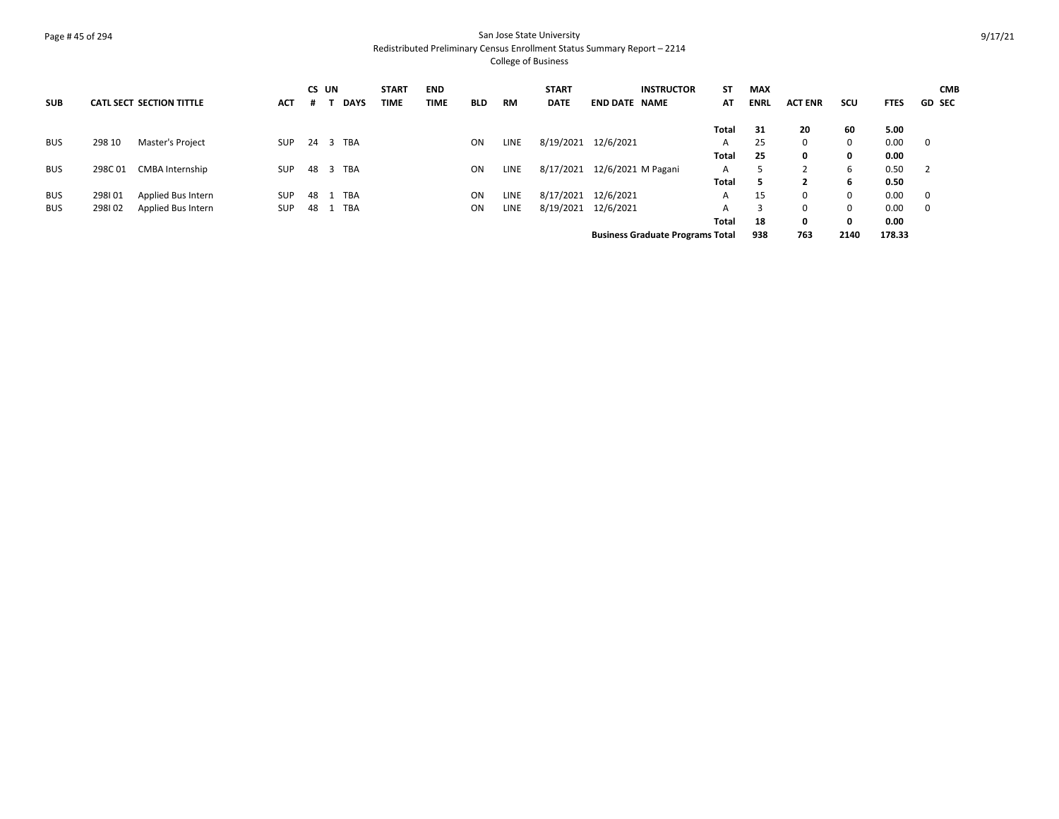# San Jose State University
## Redistributed Preliminary Census Enrollment Status Summary Report – 2214
### College of Business

| SUB | CATL SECT | SECTION TITTLE | ACT | CS # | UN T | DAYS | START TIME | END TIME | BLD | RM | START DATE | END DATE | INSTRUCTOR NAME | ST AT | MAX ENRL | ACT ENR | SCU | FTES | GD | CMB SEC |
|---|---|---|---|---|---|---|---|---|---|---|---|---|---|---|---|---|---|---|---|---|
| | | | | | | | | | | | | | | **Total** | **31** | **20** | **60** | **5.00** | | |
| BUS | 298 10 | Master's Project | SUP | 24 | 3 | TBA | | | ON | LINE | 8/19/2021 | 12/6/2021 | | A | 25 | 0 | 0 | 0.00 | 0 | |
| | | | | | | | | | | | | | | **Total** | **25** | **0** | **0** | **0.00** | | |
| BUS | 298C 01 | CMBA Internship | SUP | 48 | 3 | TBA | | | ON | LINE | 8/17/2021 | 12/6/2021 | M Pagani | A | 5 | 2 | 6 | 0.50 | 2 | |
| | | | | | | | | | | | | | | **Total** | **5** | **2** | **6** | **0.50** | | |
| BUS | 298I 01 | Applied Bus Intern | SUP | 48 | 1 | TBA | | | ON | LINE | 8/17/2021 | 12/6/2021 | | A | 15 | 0 | 0 | 0.00 | 0 | |
| BUS | 298I 02 | Applied Bus Intern | SUP | 48 | 1 | TBA | | | ON | LINE | 8/19/2021 | 12/6/2021 | | A | 3 | 0 | 0 | 0.00 | 0 | |
| | | | | | | | | | | | | | | **Total** | **18** | **0** | **0** | **0.00** | | |
| | | | | | | | | | | | | | **Business Graduate Programs Total** | | **938** | **763** | **2140** | **178.33** | | |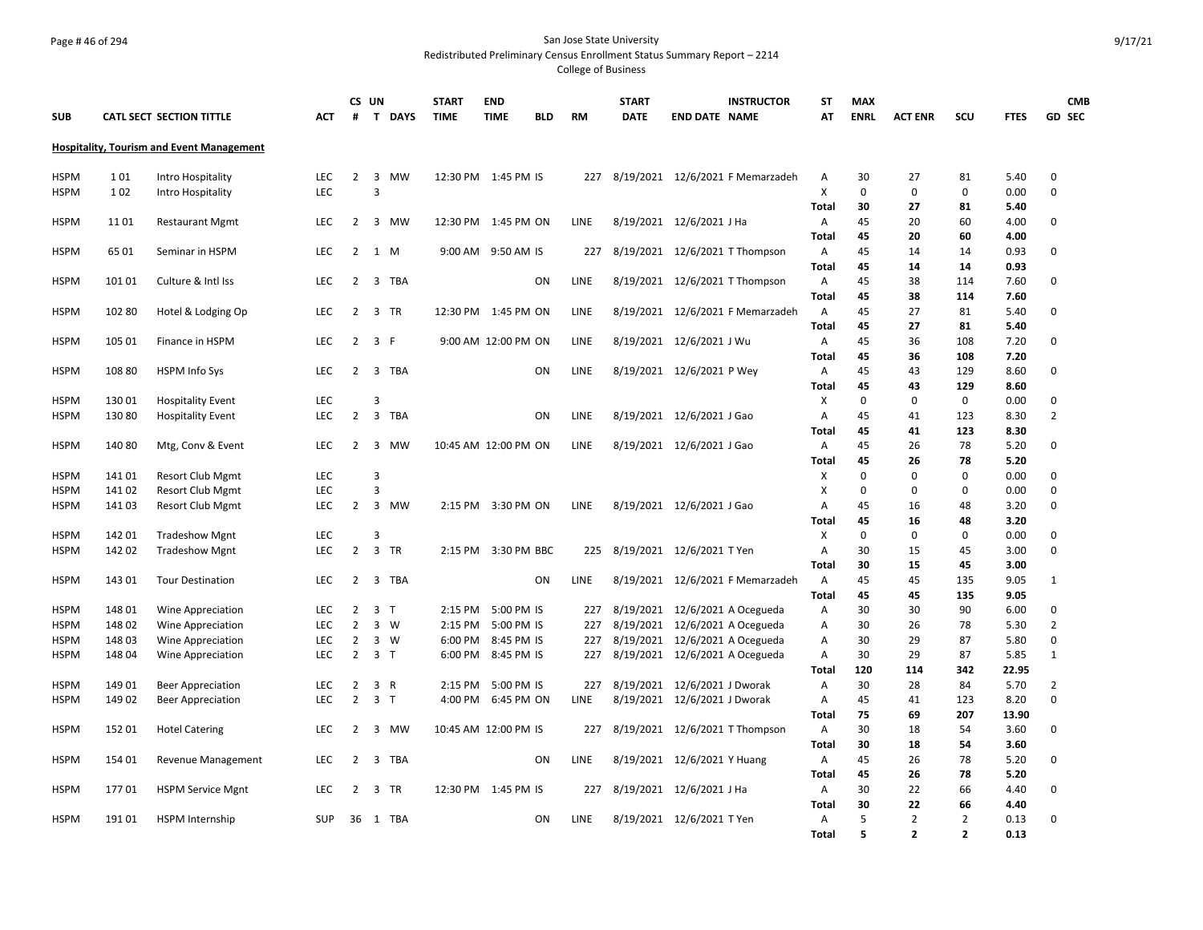San Jose State University

Redistributed Preliminary Census Enrollment Status Summary Report – 2214

College of Business

### Hospitality, Tourism and Event Management

| SUB | CATL SECT | SECTION TITTLE | ACT | CS # | UN T | DAYS | START TIME | END TIME | BLD | RM | START DATE | END DATE | INSTRUCTOR NAME | ST AT | MAX ENRL | ACT ENR | SCU | FTES | GD | CMB SEC |
|---|---|---|---|---|---|---|---|---|---|---|---|---|---|---|---|---|---|---|---|---|
| HSPM | 1 01 | Intro Hospitality | LEC | 2 | 3 | MW | 12:30 PM | 1:45 PM | IS | 227 | 8/19/2021 | 12/6/2021 | F Memarzadeh | A | 30 | 27 | 81 | 5.40 | 0 | |
| HSPM | 1 02 | Intro Hospitality | LEC | | 3 | | | | | | | | | X | 0 | 0 | 0 | 0.00 | 0 | |
| | | | | | | | | | | | | | | **Total** | **30** | **27** | **81** | **5.40** | | |
| HSPM | 11 01 | Restaurant Mgmt | LEC | 2 | 3 | MW | 12:30 PM | 1:45 PM | ON | LINE | 8/19/2021 | 12/6/2021 | J Ha | A | 45 | 20 | 60 | 4.00 | 0 | |
| | | | | | | | | | | | | | | **Total** | **45** | **20** | **60** | **4.00** | | |
| HSPM | 65 01 | Seminar in HSPM | LEC | 2 | 1 | M | 9:00 AM | 9:50 AM | IS | 227 | 8/19/2021 | 12/6/2021 | T Thompson | A | 45 | 14 | 14 | 0.93 | 0 | |
| | | | | | | | | | | | | | | **Total** | **45** | **14** | **14** | **0.93** | | |
| HSPM | 101 01 | Culture & Intl Iss | LEC | 2 | 3 | TBA | | | ON | LINE | 8/19/2021 | 12/6/2021 | T Thompson | A | 45 | 38 | 114 | 7.60 | 0 | |
| | | | | | | | | | | | | | | **Total** | **45** | **38** | **114** | **7.60** | | |
| HSPM | 102 80 | Hotel & Lodging Op | LEC | 2 | 3 | TR | 12:30 PM | 1:45 PM | ON | LINE | 8/19/2021 | 12/6/2021 | F Memarzadeh | A | 45 | 27 | 81 | 5.40 | 0 | |
| | | | | | | | | | | | | | | **Total** | **45** | **27** | **81** | **5.40** | | |
| HSPM | 105 01 | Finance in HSPM | LEC | 2 | 3 | F | 9:00 AM | 12:00 PM | ON | LINE | 8/19/2021 | 12/6/2021 | J Wu | A | 45 | 36 | 108 | 7.20 | 0 | |
| | | | | | | | | | | | | | | **Total** | **45** | **36** | **108** | **7.20** | | |
| HSPM | 108 80 | HSPM Info Sys | LEC | 2 | 3 | TBA | | | ON | LINE | 8/19/2021 | 12/6/2021 | P Wey | A | 45 | 43 | 129 | 8.60 | 0 | |
| | | | | | | | | | | | | | | **Total** | **45** | **43** | **129** | **8.60** | | |
| HSPM | 130 01 | Hospitality Event | LEC | | 3 | | | | | | | | | X | 0 | 0 | 0 | 0.00 | 0 | |
| HSPM | 130 80 | Hospitality Event | LEC | 2 | 3 | TBA | | | ON | LINE | 8/19/2021 | 12/6/2021 | J Gao | A | 45 | 41 | 123 | 8.30 | 2 | |
| | | | | | | | | | | | | | | **Total** | **45** | **41** | **123** | **8.30** | | |
| HSPM | 140 80 | Mtg, Conv & Event | LEC | 2 | 3 | MW | 10:45 AM | 12:00 PM | ON | LINE | 8/19/2021 | 12/6/2021 | J Gao | A | 45 | 26 | 78 | 5.20 | 0 | |
| | | | | | | | | | | | | | | **Total** | **45** | **26** | **78** | **5.20** | | |
| HSPM | 141 01 | Resort Club Mgmt | LEC | | 3 | | | | | | | | | X | 0 | 0 | 0 | 0.00 | 0 | |
| HSPM | 141 02 | Resort Club Mgmt | LEC | | 3 | | | | | | | | | X | 0 | 0 | 0 | 0.00 | 0 | |
| HSPM | 141 03 | Resort Club Mgmt | LEC | 2 | 3 | MW | 2:15 PM | 3:30 PM | ON | LINE | 8/19/2021 | 12/6/2021 | J Gao | A | 45 | 16 | 48 | 3.20 | 0 | |
| | | | | | | | | | | | | | | **Total** | **45** | **16** | **48** | **3.20** | | |
| HSPM | 142 01 | Tradeshow Mgnt | LEC | | 3 | | | | | | | | | X | 0 | 0 | 0 | 0.00 | 0 | |
| HSPM | 142 02 | Tradeshow Mgnt | LEC | 2 | 3 | TR | 2:15 PM | 3:30 PM | BBC | 225 | 8/19/2021 | 12/6/2021 | T Yen | A | 30 | 15 | 45 | 3.00 | 0 | |
| | | | | | | | | | | | | | | **Total** | **30** | **15** | **45** | **3.00** | | |
| HSPM | 143 01 | Tour Destination | LEC | 2 | 3 | TBA | | | ON | LINE | 8/19/2021 | 12/6/2021 | F Memarzadeh | A | 45 | 45 | 135 | 9.05 | 1 | |
| | | | | | | | | | | | | | | **Total** | **45** | **45** | **135** | **9.05** | | |
| HSPM | 148 01 | Wine Appreciation | LEC | 2 | 3 | T | 2:15 PM | 5:00 PM | IS | 227 | 8/19/2021 | 12/6/2021 | A Ocegueda | A | 30 | 30 | 90 | 6.00 | 0 | |
| HSPM | 148 02 | Wine Appreciation | LEC | 2 | 3 | W | 2:15 PM | 5:00 PM | IS | 227 | 8/19/2021 | 12/6/2021 | A Ocegueda | A | 30 | 26 | 78 | 5.30 | 2 | |
| HSPM | 148 03 | Wine Appreciation | LEC | 2 | 3 | W | 6:00 PM | 8:45 PM | IS | 227 | 8/19/2021 | 12/6/2021 | A Ocegueda | A | 30 | 29 | 87 | 5.80 | 0 | |
| HSPM | 148 04 | Wine Appreciation | LEC | 2 | 3 | T | 6:00 PM | 8:45 PM | IS | 227 | 8/19/2021 | 12/6/2021 | A Ocegueda | A | 30 | 29 | 87 | 5.85 | 1 | |
| | | | | | | | | | | | | | | **Total** | **120** | **114** | **342** | **22.95** | | |
| HSPM | 149 01 | Beer Appreciation | LEC | 2 | 3 | R | 2:15 PM | 5:00 PM | IS | 227 | 8/19/2021 | 12/6/2021 | J Dworak | A | 30 | 28 | 84 | 5.70 | 2 | |
| HSPM | 149 02 | Beer Appreciation | LEC | 2 | 3 | T | 4:00 PM | 6:45 PM | ON | LINE | 8/19/2021 | 12/6/2021 | J Dworak | A | 45 | 41 | 123 | 8.20 | 0 | |
| | | | | | | | | | | | | | | **Total** | **75** | **69** | **207** | **13.90** | | |
| HSPM | 152 01 | Hotel Catering | LEC | 2 | 3 | MW | 10:45 AM | 12:00 PM | IS | 227 | 8/19/2021 | 12/6/2021 | T Thompson | A | 30 | 18 | 54 | 3.60 | 0 | |
| | | | | | | | | | | | | | | **Total** | **30** | **18** | **54** | **3.60** | | |
| HSPM | 154 01 | Revenue Management | LEC | 2 | 3 | TBA | | | ON | LINE | 8/19/2021 | 12/6/2021 | Y Huang | A | 45 | 26 | 78 | 5.20 | 0 | |
| | | | | | | | | | | | | | | **Total** | **45** | **26** | **78** | **5.20** | | |
| HSPM | 177 01 | HSPM Service Mgnt | LEC | 2 | 3 | TR | 12:30 PM | 1:45 PM | IS | 227 | 8/19/2021 | 12/6/2021 | J Ha | A | 30 | 22 | 66 | 4.40 | 0 | |
| | | | | | | | | | | | | | | **Total** | **30** | **22** | **66** | **4.40** | | |
| HSPM | 191 01 | HSPM Internship | SUP | 36 | 1 | TBA | | | ON | LINE | 8/19/2021 | 12/6/2021 | T Yen | A | 5 | 2 | 2 | 0.13 | 0 | |
| | | | | | | | | | | | | | | **Total** | **5** | **2** | **2** | **0.13** | | |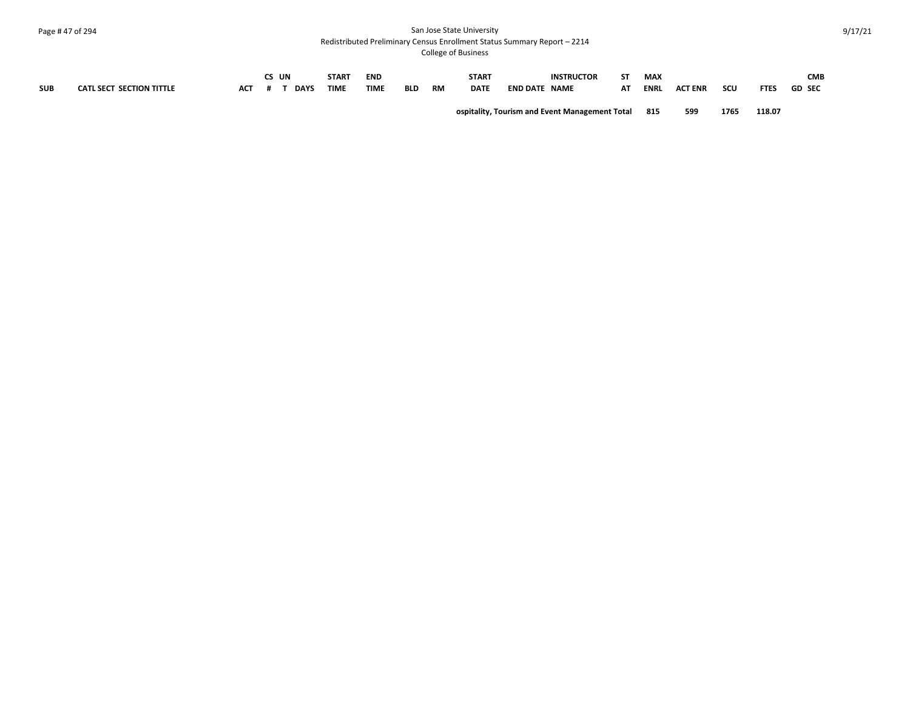| SUB | CATL SECT SECTION TITTLE | ACT | CS # | UN T | DAYS | START TIME | END TIME | BLD | RM | START DATE | END DATE | INSTRUCTOR NAME | ST AT | MAX ENRL | ACT ENR | SCU | FTES | GD | CMB SEC |
|---|---|---|---|---|---|---|---|---|---|---|---|---|---|---|---|---|---|---|---|
| | | | | | | | | | | **ospitality, Tourism and Event Management Total** | | | | **815** | **599** | **1765** | **118.07** | | |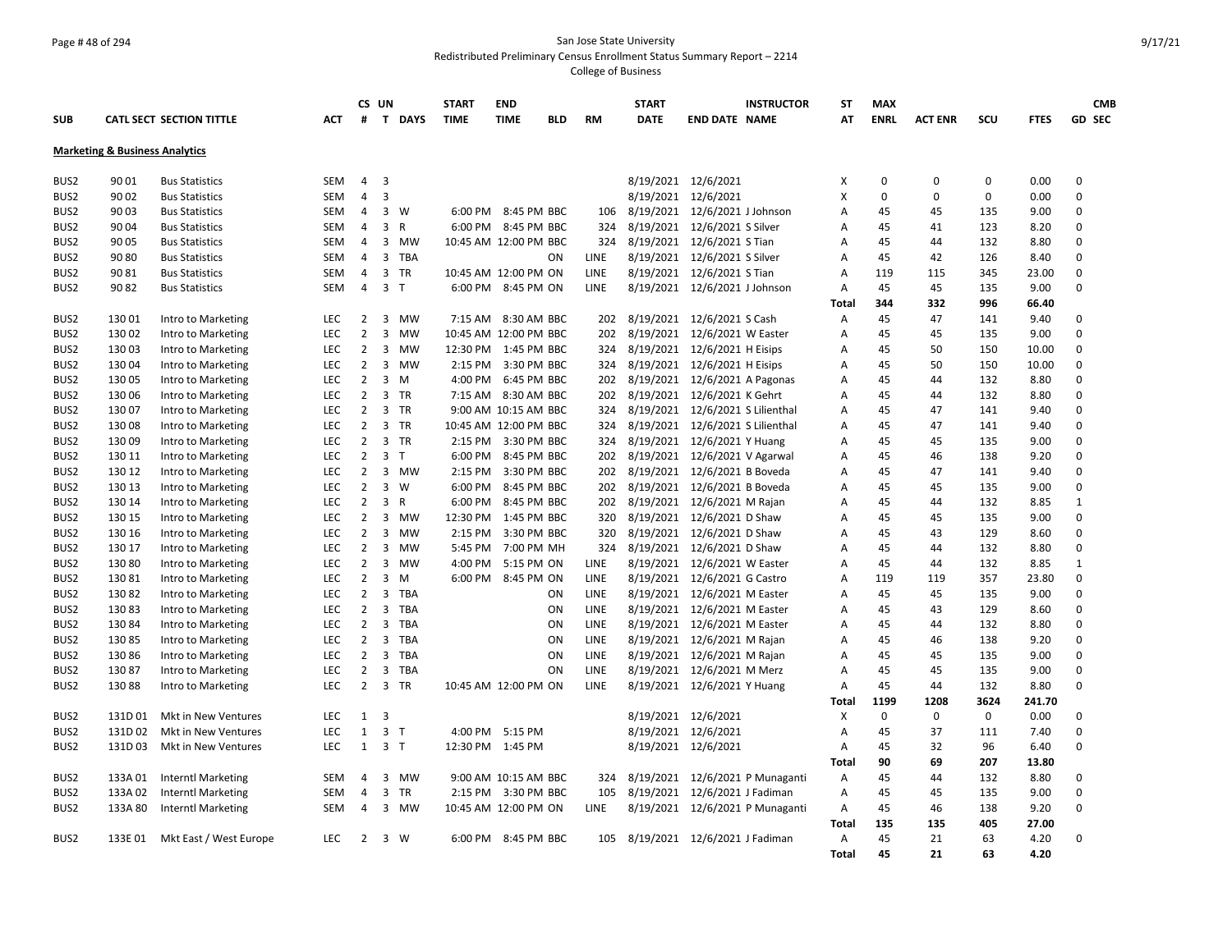San Jose State University
Redistributed Preliminary Census Enrollment Status Summary Report – 2214
College of Business

| SUB | CATL SECT | SECTION TITTLE | ACT | CS # | UN T | DAYS | START TIME | END TIME | BLD | RM | START DATE | END DATE | INSTRUCTOR NAME | ST AT | MAX ENRL | ACT ENR | SCU | FTES | GD | CMB SEC |
|---|---|---|---|---|---|---|---|---|---|---|---|---|---|---|---|---|---|---|---|---|
| **Marketing & Business Analytics** | | | | | | | | | | | | | | | | | | | | |
| BUS2 | 90 01 | Bus Statistics | SEM | 4 | 3 | | | | | | 8/19/2021 | 12/6/2021 | | X | 0 | 0 | 0 | 0.00 | 0 | |
| BUS2 | 90 02 | Bus Statistics | SEM | 4 | 3 | | | | | | 8/19/2021 | 12/6/2021 | | X | 0 | 0 | 0 | 0.00 | 0 | |
| BUS2 | 90 03 | Bus Statistics | SEM | 4 | 3 | W | 6:00 PM | 8:45 PM | BBC | 106 | 8/19/2021 | 12/6/2021 | J Johnson | A | 45 | 45 | 135 | 9.00 | 0 | |
| BUS2 | 90 04 | Bus Statistics | SEM | 4 | 3 | R | 6:00 PM | 8:45 PM | BBC | 324 | 8/19/2021 | 12/6/2021 | S Silver | A | 45 | 41 | 123 | 8.20 | 0 | |
| BUS2 | 90 05 | Bus Statistics | SEM | 4 | 3 | MW | 10:45 AM | 12:00 PM | BBC | 324 | 8/19/2021 | 12/6/2021 | S Tian | A | 45 | 44 | 132 | 8.80 | 0 | |
| BUS2 | 90 80 | Bus Statistics | SEM | 4 | 3 | TBA | | | ON | LINE | 8/19/2021 | 12/6/2021 | S Silver | A | 45 | 42 | 126 | 8.40 | 0 | |
| BUS2 | 90 81 | Bus Statistics | SEM | 4 | 3 | TR | 10:45 AM | 12:00 PM | ON | LINE | 8/19/2021 | 12/6/2021 | S Tian | A | 119 | 115 | 345 | 23.00 | 0 | |
| BUS2 | 90 82 | Bus Statistics | SEM | 4 | 3 | T | 6:00 PM | 8:45 PM | ON | LINE | 8/19/2021 | 12/6/2021 | J Johnson | A | 45 | 45 | 135 | 9.00 | 0 | |
| | | | | | | | | | | | | | | Total | 344 | 332 | 996 | 66.40 | | |
| BUS2 | 130 01 | Intro to Marketing | LEC | 2 | 3 | MW | 7:15 AM | 8:30 AM | BBC | 202 | 8/19/2021 | 12/6/2021 | S Cash | A | 45 | 47 | 141 | 9.40 | 0 | |
| BUS2 | 130 02 | Intro to Marketing | LEC | 2 | 3 | MW | 10:45 AM | 12:00 PM | BBC | 202 | 8/19/2021 | 12/6/2021 | W Easter | A | 45 | 45 | 135 | 9.00 | 0 | |
| BUS2 | 130 03 | Intro to Marketing | LEC | 2 | 3 | MW | 12:30 PM | 1:45 PM | BBC | 324 | 8/19/2021 | 12/6/2021 | H Eisips | A | 45 | 50 | 150 | 10.00 | 0 | |
| BUS2 | 130 04 | Intro to Marketing | LEC | 2 | 3 | MW | 2:15 PM | 3:30 PM | BBC | 324 | 8/19/2021 | 12/6/2021 | H Eisips | A | 45 | 50 | 150 | 10.00 | 0 | |
| BUS2 | 130 05 | Intro to Marketing | LEC | 2 | 3 | M | 4:00 PM | 6:45 PM | BBC | 202 | 8/19/2021 | 12/6/2021 | A Pagonas | A | 45 | 44 | 132 | 8.80 | 0 | |
| BUS2 | 130 06 | Intro to Marketing | LEC | 2 | 3 | TR | 7:15 AM | 8:30 AM | BBC | 202 | 8/19/2021 | 12/6/2021 | K Gehrt | A | 45 | 44 | 132 | 8.80 | 0 | |
| BUS2 | 130 07 | Intro to Marketing | LEC | 2 | 3 | TR | 9:00 AM | 10:15 AM | BBC | 324 | 8/19/2021 | 12/6/2021 | S Lilienthal | A | 45 | 47 | 141 | 9.40 | 0 | |
| BUS2 | 130 08 | Intro to Marketing | LEC | 2 | 3 | TR | 10:45 AM | 12:00 PM | BBC | 324 | 8/19/2021 | 12/6/2021 | S Lilienthal | A | 45 | 47 | 141 | 9.40 | 0 | |
| BUS2 | 130 09 | Intro to Marketing | LEC | 2 | 3 | TR | 2:15 PM | 3:30 PM | BBC | 324 | 8/19/2021 | 12/6/2021 | Y Huang | A | 45 | 45 | 135 | 9.00 | 0 | |
| BUS2 | 130 11 | Intro to Marketing | LEC | 2 | 3 | T | 6:00 PM | 8:45 PM | BBC | 202 | 8/19/2021 | 12/6/2021 | V Agarwal | A | 45 | 46 | 138 | 9.20 | 0 | |
| BUS2 | 130 12 | Intro to Marketing | LEC | 2 | 3 | MW | 2:15 PM | 3:30 PM | BBC | 202 | 8/19/2021 | 12/6/2021 | B Boveda | A | 45 | 47 | 141 | 9.40 | 0 | |
| BUS2 | 130 13 | Intro to Marketing | LEC | 2 | 3 | W | 6:00 PM | 8:45 PM | BBC | 202 | 8/19/2021 | 12/6/2021 | B Boveda | A | 45 | 45 | 135 | 9.00 | 0 | |
| BUS2 | 130 14 | Intro to Marketing | LEC | 2 | 3 | R | 6:00 PM | 8:45 PM | BBC | 202 | 8/19/2021 | 12/6/2021 | M Rajan | A | 45 | 44 | 132 | 8.85 | 1 | |
| BUS2 | 130 15 | Intro to Marketing | LEC | 2 | 3 | MW | 12:30 PM | 1:45 PM | BBC | 320 | 8/19/2021 | 12/6/2021 | D Shaw | A | 45 | 45 | 135 | 9.00 | 0 | |
| BUS2 | 130 16 | Intro to Marketing | LEC | 2 | 3 | MW | 2:15 PM | 3:30 PM | BBC | 320 | 8/19/2021 | 12/6/2021 | D Shaw | A | 45 | 43 | 129 | 8.60 | 0 | |
| BUS2 | 130 17 | Intro to Marketing | LEC | 2 | 3 | MW | 5:45 PM | 7:00 PM | MH | 324 | 8/19/2021 | 12/6/2021 | D Shaw | A | 45 | 44 | 132 | 8.80 | 0 | |
| BUS2 | 130 80 | Intro to Marketing | LEC | 2 | 3 | MW | 4:00 PM | 5:15 PM | ON | LINE | 8/19/2021 | 12/6/2021 | W Easter | A | 45 | 44 | 132 | 8.85 | 1 | |
| BUS2 | 130 81 | Intro to Marketing | LEC | 2 | 3 | M | 6:00 PM | 8:45 PM | ON | LINE | 8/19/2021 | 12/6/2021 | G Castro | A | 119 | 119 | 357 | 23.80 | 0 | |
| BUS2 | 130 82 | Intro to Marketing | LEC | 2 | 3 | TBA | | | ON | LINE | 8/19/2021 | 12/6/2021 | M Easter | A | 45 | 45 | 135 | 9.00 | 0 | |
| BUS2 | 130 83 | Intro to Marketing | LEC | 2 | 3 | TBA | | | ON | LINE | 8/19/2021 | 12/6/2021 | M Easter | A | 45 | 43 | 129 | 8.60 | 0 | |
| BUS2 | 130 84 | Intro to Marketing | LEC | 2 | 3 | TBA | | | ON | LINE | 8/19/2021 | 12/6/2021 | M Easter | A | 45 | 44 | 132 | 8.80 | 0 | |
| BUS2 | 130 85 | Intro to Marketing | LEC | 2 | 3 | TBA | | | ON | LINE | 8/19/2021 | 12/6/2021 | M Rajan | A | 45 | 46 | 138 | 9.20 | 0 | |
| BUS2 | 130 86 | Intro to Marketing | LEC | 2 | 3 | TBA | | | ON | LINE | 8/19/2021 | 12/6/2021 | M Rajan | A | 45 | 45 | 135 | 9.00 | 0 | |
| BUS2 | 130 87 | Intro to Marketing | LEC | 2 | 3 | TBA | | | ON | LINE | 8/19/2021 | 12/6/2021 | M Merz | A | 45 | 45 | 135 | 9.00 | 0 | |
| BUS2 | 130 88 | Intro to Marketing | LEC | 2 | 3 | TR | 10:45 AM | 12:00 PM | ON | LINE | 8/19/2021 | 12/6/2021 | Y Huang | A | 45 | 44 | 132 | 8.80 | 0 | |
| | | | | | | | | | | | | | | Total | 1199 | 1208 | 3624 | 241.70 | | |
| BUS2 | 131D 01 | Mkt in New Ventures | LEC | 1 | 3 | | | | | | 8/19/2021 | 12/6/2021 | | X | 0 | 0 | 0 | 0.00 | 0 | |
| BUS2 | 131D 02 | Mkt in New Ventures | LEC | 1 | 3 | T | 4:00 PM | 5:15 PM | | | 8/19/2021 | 12/6/2021 | | A | 45 | 37 | 111 | 7.40 | 0 | |
| BUS2 | 131D 03 | Mkt in New Ventures | LEC | 1 | 3 | T | 12:30 PM | 1:45 PM | | | 8/19/2021 | 12/6/2021 | | A | 45 | 32 | 96 | 6.40 | 0 | |
| | | | | | | | | | | | | | | Total | 90 | 69 | 207 | 13.80 | | |
| BUS2 | 133A 01 | Interntl Marketing | SEM | 4 | 3 | MW | 9:00 AM | 10:15 AM | BBC | 324 | 8/19/2021 | 12/6/2021 | P Munaganti | A | 45 | 44 | 132 | 8.80 | 0 | |
| BUS2 | 133A 02 | Interntl Marketing | SEM | 4 | 3 | TR | 2:15 PM | 3:30 PM | BBC | 105 | 8/19/2021 | 12/6/2021 | J Fadiman | A | 45 | 45 | 135 | 9.00 | 0 | |
| BUS2 | 133A 80 | Interntl Marketing | SEM | 4 | 3 | MW | 10:45 AM | 12:00 PM | ON | LINE | 8/19/2021 | 12/6/2021 | P Munaganti | A | 45 | 46 | 138 | 9.20 | 0 | |
| | | | | | | | | | | | | | | Total | 135 | 135 | 405 | 27.00 | | |
| BUS2 | 133E 01 | Mkt East / West Europe | LEC | 2 | 3 | W | 6:00 PM | 8:45 PM | BBC | 105 | 8/19/2021 | 12/6/2021 | J Fadiman | A | 45 | 21 | 63 | 4.20 | 0 | |
| | | | | | | | | | | | | | | Total | 45 | 21 | 63 | 4.20 | | |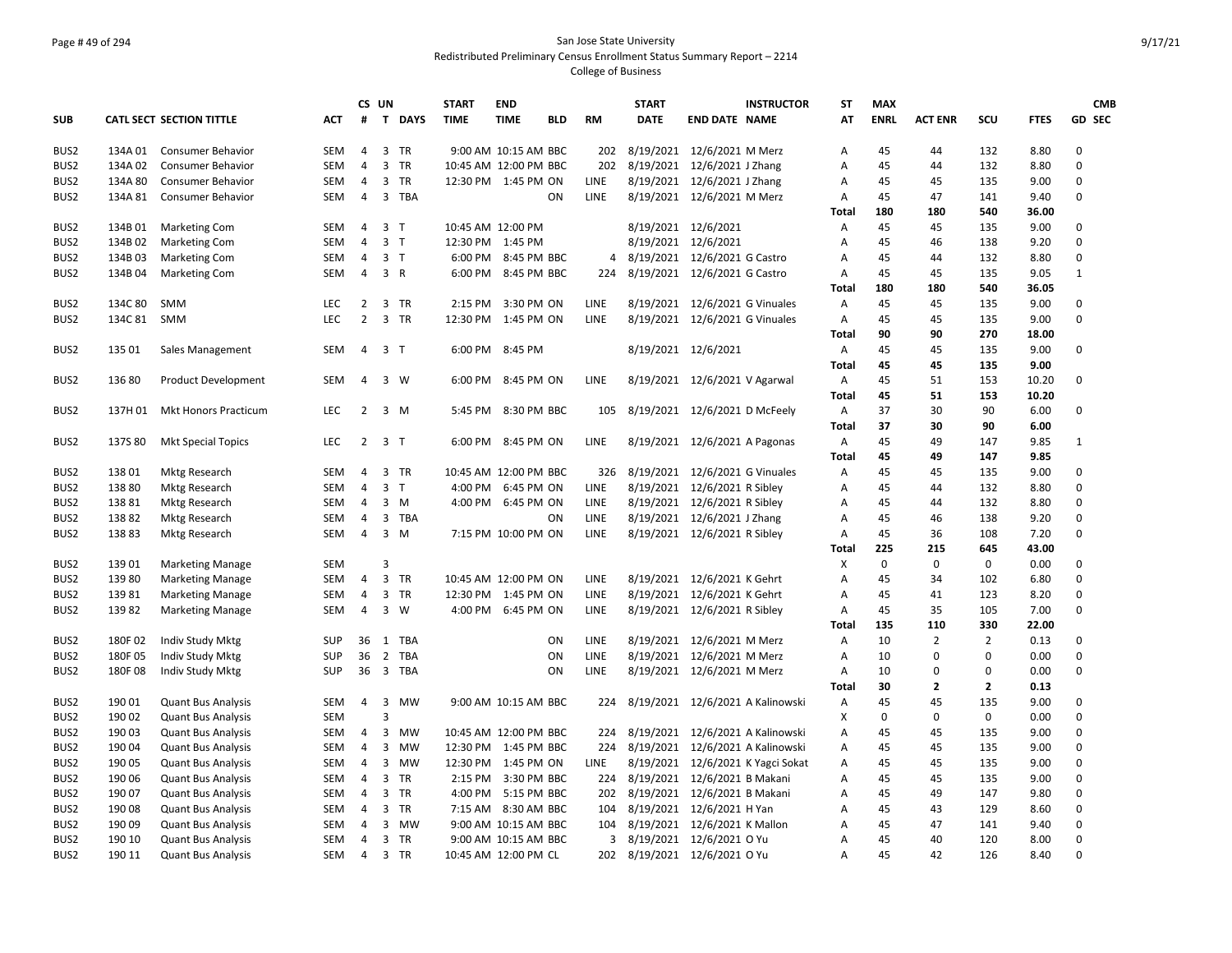San Jose State University
Redistributed Preliminary Census Enrollment Status Summary Report – 2214
College of Business

| SUB | CATL SECT | SECTION TITTLE | ACT | CS # | UN T | DAYS | START TIME | END TIME | BLD | RM | START DATE | END DATE | INSTRUCTOR NAME | ST AT | MAX ENRL | ACT ENR | SCU | FTES | GD | CMB SEC |
|---|---|---|---|---|---|---|---|---|---|---|---|---|---|---|---|---|---|---|---|---|
| BUS2 | 134A 01 | Consumer Behavior | SEM | 4 | 3 | TR | 9:00 AM | 10:15 AM | BBC | 202 | 8/19/2021 | 12/6/2021 | M Merz | A | 45 | 44 | 132 | 8.80 | 0 | |
| BUS2 | 134A 02 | Consumer Behavior | SEM | 4 | 3 | TR | 10:45 AM | 12:00 PM | BBC | 202 | 8/19/2021 | 12/6/2021 | J Zhang | A | 45 | 44 | 132 | 8.80 | 0 | |
| BUS2 | 134A 80 | Consumer Behavior | SEM | 4 | 3 | TR | 12:30 PM | 1:45 PM | ON | LINE | 8/19/2021 | 12/6/2021 | J Zhang | A | 45 | 45 | 135 | 9.00 | 0 | |
| BUS2 | 134A 81 | Consumer Behavior | SEM | 4 | 3 | TBA | | | ON | LINE | 8/19/2021 | 12/6/2021 | M Merz | A | 45 | 47 | 141 | 9.40 | 0 | |
| | | | | | | | | | | | | | | **Total** | **180** | **180** | **540** | **36.00** | | |
| BUS2 | 134B 01 | Marketing Com | SEM | 4 | 3 | T | 10:45 AM | 12:00 PM | | | 8/19/2021 | 12/6/2021 | | A | 45 | 45 | 135 | 9.00 | 0 | |
| BUS2 | 134B 02 | Marketing Com | SEM | 4 | 3 | T | 12:30 PM | 1:45 PM | | | 8/19/2021 | 12/6/2021 | | A | 45 | 46 | 138 | 9.20 | 0 | |
| BUS2 | 134B 03 | Marketing Com | SEM | 4 | 3 | T | 6:00 PM | 8:45 PM | BBC | 4 | 8/19/2021 | 12/6/2021 | G Castro | A | 45 | 44 | 132 | 8.80 | 0 | |
| BUS2 | 134B 04 | Marketing Com | SEM | 4 | 3 | R | 6:00 PM | 8:45 PM | BBC | 224 | 8/19/2021 | 12/6/2021 | G Castro | A | 45 | 45 | 135 | 9.05 | 1 | |
| | | | | | | | | | | | | | | **Total** | **180** | **180** | **540** | **36.05** | | |
| BUS2 | 134C 80 | SMM | LEC | 2 | 3 | TR | 2:15 PM | 3:30 PM | ON | LINE | 8/19/2021 | 12/6/2021 | G Vinuales | A | 45 | 45 | 135 | 9.00 | 0 | |
| BUS2 | 134C 81 | SMM | LEC | 2 | 3 | TR | 12:30 PM | 1:45 PM | ON | LINE | 8/19/2021 | 12/6/2021 | G Vinuales | A | 45 | 45 | 135 | 9.00 | 0 | |
| | | | | | | | | | | | | | | **Total** | **90** | **90** | **270** | **18.00** | | |
| BUS2 | 135 01 | Sales Management | SEM | 4 | 3 | T | 6:00 PM | 8:45 PM | | | 8/19/2021 | 12/6/2021 | | A | 45 | 45 | 135 | 9.00 | 0 | |
| | | | | | | | | | | | | | | **Total** | **45** | **45** | **135** | **9.00** | | |
| BUS2 | 136 80 | Product Development | SEM | 4 | 3 | W | 6:00 PM | 8:45 PM | ON | LINE | 8/19/2021 | 12/6/2021 | V Agarwal | A | 45 | 51 | 153 | 10.20 | 0 | |
| | | | | | | | | | | | | | | **Total** | **45** | **51** | **153** | **10.20** | | |
| BUS2 | 137H 01 | Mkt Honors Practicum | LEC | 2 | 3 | M | 5:45 PM | 8:30 PM | BBC | 105 | 8/19/2021 | 12/6/2021 | D McFeely | A | 37 | 30 | 90 | 6.00 | 0 | |
| | | | | | | | | | | | | | | **Total** | **37** | **30** | **90** | **6.00** | | |
| BUS2 | 137S 80 | Mkt Special Topics | LEC | 2 | 3 | T | 6:00 PM | 8:45 PM | ON | LINE | 8/19/2021 | 12/6/2021 | A Pagonas | A | 45 | 49 | 147 | 9.85 | 1 | |
| | | | | | | | | | | | | | | **Total** | **45** | **49** | **147** | **9.85** | | |
| BUS2 | 138 01 | Mktg Research | SEM | 4 | 3 | TR | 10:45 AM | 12:00 PM | BBC | 326 | 8/19/2021 | 12/6/2021 | G Vinuales | A | 45 | 45 | 135 | 9.00 | 0 | |
| BUS2 | 138 80 | Mktg Research | SEM | 4 | 3 | T | 4:00 PM | 6:45 PM | ON | LINE | 8/19/2021 | 12/6/2021 | R Sibley | A | 45 | 44 | 132 | 8.80 | 0 | |
| BUS2 | 138 81 | Mktg Research | SEM | 4 | 3 | M | 4:00 PM | 6:45 PM | ON | LINE | 8/19/2021 | 12/6/2021 | R Sibley | A | 45 | 44 | 132 | 8.80 | 0 | |
| BUS2 | 138 82 | Mktg Research | SEM | 4 | 3 | TBA | | | ON | LINE | 8/19/2021 | 12/6/2021 | J Zhang | A | 45 | 46 | 138 | 9.20 | 0 | |
| BUS2 | 138 83 | Mktg Research | SEM | 4 | 3 | M | 7:15 PM | 10:00 PM | ON | LINE | 8/19/2021 | 12/6/2021 | R Sibley | A | 45 | 36 | 108 | 7.20 | 0 | |
| | | | | | | | | | | | | | | **Total** | **225** | **215** | **645** | **43.00** | | |
| BUS2 | 139 01 | Marketing Manage | SEM | | 3 | | | | | | | | | X | 0 | 0 | 0 | 0.00 | 0 | |
| BUS2 | 139 80 | Marketing Manage | SEM | 4 | 3 | TR | 10:45 AM | 12:00 PM | ON | LINE | 8/19/2021 | 12/6/2021 | K Gehrt | A | 45 | 34 | 102 | 6.80 | 0 | |
| BUS2 | 139 81 | Marketing Manage | SEM | 4 | 3 | TR | 12:30 PM | 1:45 PM | ON | LINE | 8/19/2021 | 12/6/2021 | K Gehrt | A | 45 | 41 | 123 | 8.20 | 0 | |
| BUS2 | 139 82 | Marketing Manage | SEM | 4 | 3 | W | 4:00 PM | 6:45 PM | ON | LINE | 8/19/2021 | 12/6/2021 | R Sibley | A | 45 | 35 | 105 | 7.00 | 0 | |
| | | | | | | | | | | | | | | **Total** | **135** | **110** | **330** | **22.00** | | |
| BUS2 | 180F 02 | Indiv Study Mktg | SUP | 36 | 1 | TBA | | | ON | LINE | 8/19/2021 | 12/6/2021 | M Merz | A | 10 | 2 | 2 | 0.13 | 0 | |
| BUS2 | 180F 05 | Indiv Study Mktg | SUP | 36 | 2 | TBA | | | ON | LINE | 8/19/2021 | 12/6/2021 | M Merz | A | 10 | 0 | 0 | 0.00 | 0 | |
| BUS2 | 180F 08 | Indiv Study Mktg | SUP | 36 | 3 | TBA | | | ON | LINE | 8/19/2021 | 12/6/2021 | M Merz | A | 10 | 0 | 0 | 0.00 | 0 | |
| | | | | | | | | | | | | | | **Total** | **30** | **2** | **2** | **0.13** | | |
| BUS2 | 190 01 | Quant Bus Analysis | SEM | 4 | 3 | MW | 9:00 AM | 10:15 AM | BBC | 224 | 8/19/2021 | 12/6/2021 | A Kalinowski | A | 45 | 45 | 135 | 9.00 | 0 | |
| BUS2 | 190 02 | Quant Bus Analysis | SEM | | 3 | | | | | | | | | X | 0 | 0 | 0 | 0.00 | 0 | |
| BUS2 | 190 03 | Quant Bus Analysis | SEM | 4 | 3 | MW | 10:45 AM | 12:00 PM | BBC | 224 | 8/19/2021 | 12/6/2021 | A Kalinowski | A | 45 | 45 | 135 | 9.00 | 0 | |
| BUS2 | 190 04 | Quant Bus Analysis | SEM | 4 | 3 | MW | 12:30 PM | 1:45 PM | BBC | 224 | 8/19/2021 | 12/6/2021 | A Kalinowski | A | 45 | 45 | 135 | 9.00 | 0 | |
| BUS2 | 190 05 | Quant Bus Analysis | SEM | 4 | 3 | MW | 12:30 PM | 1:45 PM | ON | LINE | 8/19/2021 | 12/6/2021 | K Yagci Sokat | A | 45 | 45 | 135 | 9.00 | 0 | |
| BUS2 | 190 06 | Quant Bus Analysis | SEM | 4 | 3 | TR | 2:15 PM | 3:30 PM | BBC | 224 | 8/19/2021 | 12/6/2021 | B Makani | A | 45 | 45 | 135 | 9.00 | 0 | |
| BUS2 | 190 07 | Quant Bus Analysis | SEM | 4 | 3 | TR | 4:00 PM | 5:15 PM | BBC | 202 | 8/19/2021 | 12/6/2021 | B Makani | A | 45 | 49 | 147 | 9.80 | 0 | |
| BUS2 | 190 08 | Quant Bus Analysis | SEM | 4 | 3 | TR | 7:15 AM | 8:30 AM | BBC | 104 | 8/19/2021 | 12/6/2021 | H Yan | A | 45 | 43 | 129 | 8.60 | 0 | |
| BUS2 | 190 09 | Quant Bus Analysis | SEM | 4 | 3 | MW | 9:00 AM | 10:15 AM | BBC | 104 | 8/19/2021 | 12/6/2021 | K Mallon | A | 45 | 47 | 141 | 9.40 | 0 | |
| BUS2 | 190 10 | Quant Bus Analysis | SEM | 4 | 3 | TR | 9:00 AM | 10:15 AM | BBC | 3 | 8/19/2021 | 12/6/2021 | O Yu | A | 45 | 40 | 120 | 8.00 | 0 | |
| BUS2 | 190 11 | Quant Bus Analysis | SEM | 4 | 3 | TR | 10:45 AM | 12:00 PM | CL | 202 | 8/19/2021 | 12/6/2021 | O Yu | A | 45 | 42 | 126 | 8.40 | 0 | |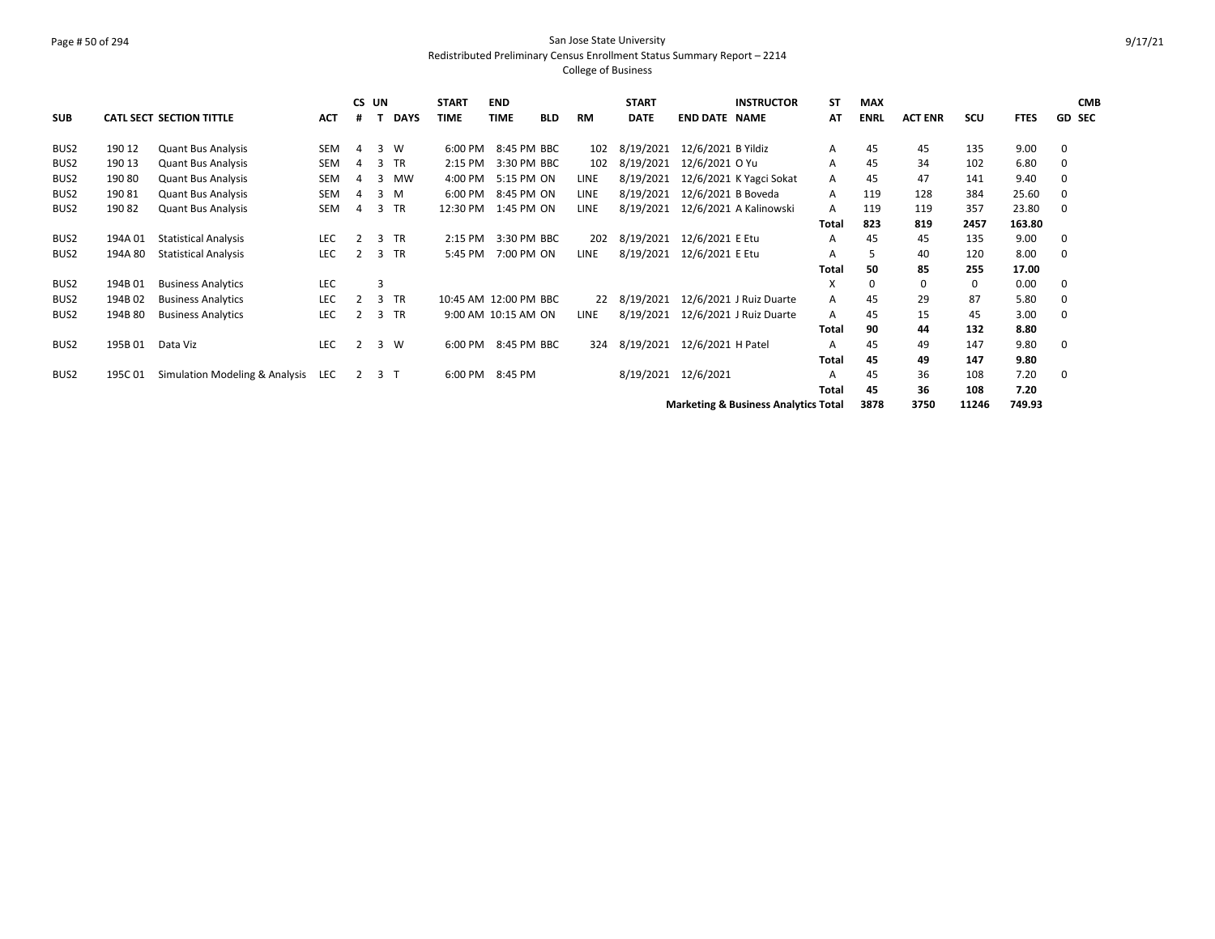San Jose State University
Redistributed Preliminary Census Enrollment Status Summary Report – 2214
College of Business

| SUB | CATL SECT | SECTION TITTLE | ACT | CS # | UN T | DAYS | START TIME | END TIME | BLD | RM | START DATE | END DATE | INSTRUCTOR NAME | ST AT | MAX ENRL | ACT ENR | SCU | FTES | GD | CMB SEC |
|---|---|---|---|---|---|---|---|---|---|---|---|---|---|---|---|---|---|---|---|---|
| BUS2 | 190 12 | Quant Bus Analysis | SEM | 4 | 3 | W | 6:00 PM | 8:45 PM | BBC | 102 | 8/19/2021 | 12/6/2021 | B Yildiz | A | 45 | 45 | 135 | 9.00 | 0 | |
| BUS2 | 190 13 | Quant Bus Analysis | SEM | 4 | 3 | TR | 2:15 PM | 3:30 PM | BBC | 102 | 8/19/2021 | 12/6/2021 | O Yu | A | 45 | 34 | 102 | 6.80 | 0 | |
| BUS2 | 190 80 | Quant Bus Analysis | SEM | 4 | 3 | MW | 4:00 PM | 5:15 PM | ON | LINE | 8/19/2021 | 12/6/2021 | K Yagci Sokat | A | 45 | 47 | 141 | 9.40 | 0 | |
| BUS2 | 190 81 | Quant Bus Analysis | SEM | 4 | 3 | M | 6:00 PM | 8:45 PM | ON | LINE | 8/19/2021 | 12/6/2021 | B Boveda | A | 119 | 128 | 384 | 25.60 | 0 | |
| BUS2 | 190 82 | Quant Bus Analysis | SEM | 4 | 3 | TR | 12:30 PM | 1:45 PM | ON | LINE | 8/19/2021 | 12/6/2021 | A Kalinowski | A | 119 | 119 | 357 | 23.80 | 0 | |
| | | | | | | | | | | | | | | **Total** | **823** | **819** | **2457** | **163.80** | | |
| BUS2 | 194A 01 | Statistical Analysis | LEC | 2 | 3 | TR | 2:15 PM | 3:30 PM | BBC | 202 | 8/19/2021 | 12/6/2021 | E Etu | A | 45 | 45 | 135 | 9.00 | 0 | |
| BUS2 | 194A 80 | Statistical Analysis | LEC | 2 | 3 | TR | 5:45 PM | 7:00 PM | ON | LINE | 8/19/2021 | 12/6/2021 | E Etu | A | 5 | 40 | 120 | 8.00 | 0 | |
| | | | | | | | | | | | | | | **Total** | **50** | **85** | **255** | **17.00** | | |
| BUS2 | 194B 01 | Business Analytics | LEC | | 3 | | | | | | | | | X | 0 | 0 | 0 | 0.00 | 0 | |
| BUS2 | 194B 02 | Business Analytics | LEC | 2 | 3 | TR | 10:45 AM | 12:00 PM | BBC | 22 | 8/19/2021 | 12/6/2021 | J Ruiz Duarte | A | 45 | 29 | 87 | 5.80 | 0 | |
| BUS2 | 194B 80 | Business Analytics | LEC | 2 | 3 | TR | 9:00 AM | 10:15 AM | ON | LINE | 8/19/2021 | 12/6/2021 | J Ruiz Duarte | A | 45 | 15 | 45 | 3.00 | 0 | |
| | | | | | | | | | | | | | | **Total** | **90** | **44** | **132** | **8.80** | | |
| BUS2 | 195B 01 | Data Viz | LEC | 2 | 3 | W | 6:00 PM | 8:45 PM | BBC | 324 | 8/19/2021 | 12/6/2021 | H Patel | A | 45 | 49 | 147 | 9.80 | 0 | |
| | | | | | | | | | | | | | | **Total** | **45** | **49** | **147** | **9.80** | | |
| BUS2 | 195C 01 | Simulation Modeling & Analysis | LEC | 2 | 3 | T | 6:00 PM | 8:45 PM | | | 8/19/2021 | 12/6/2021 | | A | 45 | 36 | 108 | 7.20 | 0 | |
| | | | | | | | | | | | | | | **Total** | **45** | **36** | **108** | **7.20** | | |
| | | | | | | | | | | | | | **Marketing & Business Analytics Total** | | **3878** | **3750** | **11246** | **749.93** | | |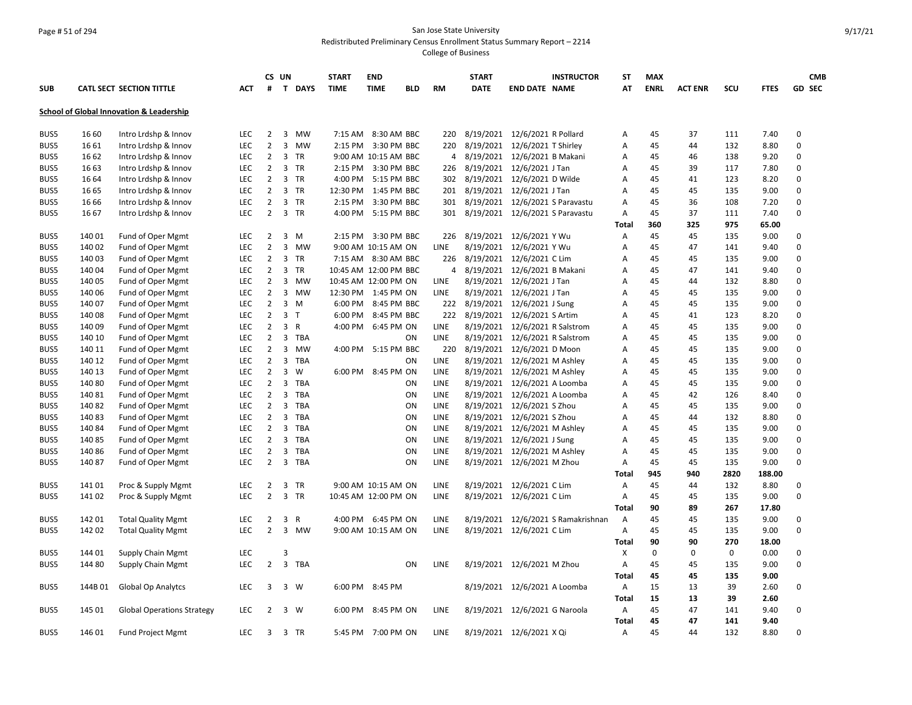San Jose State University
Redistributed Preliminary Census Enrollment Status Summary Report – 2214
College of Business

| SUB | CATL SECT | SECTION TITTLE | ACT | CS # | UN T | DAYS | START TIME | END TIME | BLD | RM | START DATE | END DATE | INSTRUCTOR NAME | ST AT | MAX ENRL | ACT ENR | SCU | FTES | GD | CMB SEC |
|---|---|---|---|---|---|---|---|---|---|---|---|---|---|---|---|---|---|---|---|---|
| **School of Global Innovation & Leadership** | | | | | | | | | | | | | | | | | | | | |
| BUS5 | 16 60 | Intro Lrdshp & Innov | LEC | 2 | 3 | MW | 7:15 AM | 8:30 AM | BBC | 220 | 8/19/2021 | 12/6/2021 | R Pollard | A | 45 | 37 | 111 | 7.40 | 0 | |
| BUS5 | 16 61 | Intro Lrdshp & Innov | LEC | 2 | 3 | MW | 2:15 PM | 3:30 PM | BBC | 220 | 8/19/2021 | 12/6/2021 | T Shirley | A | 45 | 44 | 132 | 8.80 | 0 | |
| BUS5 | 16 62 | Intro Lrdshp & Innov | LEC | 2 | 3 | TR | 9:00 AM | 10:15 AM | BBC | 4 | 8/19/2021 | 12/6/2021 | B Makani | A | 45 | 46 | 138 | 9.20 | 0 | |
| BUS5 | 16 63 | Intro Lrdshp & Innov | LEC | 2 | 3 | TR | 2:15 PM | 3:30 PM | BBC | 226 | 8/19/2021 | 12/6/2021 | J Tan | A | 45 | 39 | 117 | 7.80 | 0 | |
| BUS5 | 16 64 | Intro Lrdshp & Innov | LEC | 2 | 3 | TR | 4:00 PM | 5:15 PM | BBC | 302 | 8/19/2021 | 12/6/2021 | D Wilde | A | 45 | 41 | 123 | 8.20 | 0 | |
| BUS5 | 16 65 | Intro Lrdshp & Innov | LEC | 2 | 3 | TR | 12:30 PM | 1:45 PM | BBC | 201 | 8/19/2021 | 12/6/2021 | J Tan | A | 45 | 45 | 135 | 9.00 | 0 | |
| BUS5 | 16 66 | Intro Lrdshp & Innov | LEC | 2 | 3 | TR | 2:15 PM | 3:30 PM | BBC | 301 | 8/19/2021 | 12/6/2021 | S Paravastu | A | 45 | 36 | 108 | 7.20 | 0 | |
| BUS5 | 16 67 | Intro Lrdshp & Innov | LEC | 2 | 3 | TR | 4:00 PM | 5:15 PM | BBC | 301 | 8/19/2021 | 12/6/2021 | S Paravastu | A | 45 | 37 | 111 | 7.40 | 0 | |
| | | | | | | | | | | | | | | **Total** | **360** | **325** | **975** | **65.00** | | |
| BUS5 | 140 01 | Fund of Oper Mgmt | LEC | 2 | 3 | M | 2:15 PM | 3:30 PM | BBC | 226 | 8/19/2021 | 12/6/2021 | Y Wu | A | 45 | 45 | 135 | 9.00 | 0 | |
| BUS5 | 140 02 | Fund of Oper Mgmt | LEC | 2 | 3 | MW | 9:00 AM | 10:15 AM | ON | LINE | 8/19/2021 | 12/6/2021 | Y Wu | A | 45 | 47 | 141 | 9.40 | 0 | |
| BUS5 | 140 03 | Fund of Oper Mgmt | LEC | 2 | 3 | TR | 7:15 AM | 8:30 AM | BBC | 226 | 8/19/2021 | 12/6/2021 | C Lim | A | 45 | 45 | 135 | 9.00 | 0 | |
| BUS5 | 140 04 | Fund of Oper Mgmt | LEC | 2 | 3 | TR | 10:45 AM | 12:00 PM | BBC | 4 | 8/19/2021 | 12/6/2021 | B Makani | A | 45 | 47 | 141 | 9.40 | 0 | |
| BUS5 | 140 05 | Fund of Oper Mgmt | LEC | 2 | 3 | MW | 10:45 AM | 12:00 PM | ON | LINE | 8/19/2021 | 12/6/2021 | J Tan | A | 45 | 44 | 132 | 8.80 | 0 | |
| BUS5 | 140 06 | Fund of Oper Mgmt | LEC | 2 | 3 | MW | 12:30 PM | 1:45 PM | ON | LINE | 8/19/2021 | 12/6/2021 | J Tan | A | 45 | 45 | 135 | 9.00 | 0 | |
| BUS5 | 140 07 | Fund of Oper Mgmt | LEC | 2 | 3 | M | 6:00 PM | 8:45 PM | BBC | 222 | 8/19/2021 | 12/6/2021 | J Sung | A | 45 | 45 | 135 | 9.00 | 0 | |
| BUS5 | 140 08 | Fund of Oper Mgmt | LEC | 2 | 3 | T | 6:00 PM | 8:45 PM | BBC | 222 | 8/19/2021 | 12/6/2021 | S Artim | A | 45 | 41 | 123 | 8.20 | 0 | |
| BUS5 | 140 09 | Fund of Oper Mgmt | LEC | 2 | 3 | R | 4:00 PM | 6:45 PM | ON | LINE | 8/19/2021 | 12/6/2021 | R Salstrom | A | 45 | 45 | 135 | 9.00 | 0 | |
| BUS5 | 140 10 | Fund of Oper Mgmt | LEC | 2 | 3 | TBA | | | ON | LINE | 8/19/2021 | 12/6/2021 | R Salstrom | A | 45 | 45 | 135 | 9.00 | 0 | |
| BUS5 | 140 11 | Fund of Oper Mgmt | LEC | 2 | 3 | MW | 4:00 PM | 5:15 PM | BBC | 220 | 8/19/2021 | 12/6/2021 | D Moon | A | 45 | 45 | 135 | 9.00 | 0 | |
| BUS5 | 140 12 | Fund of Oper Mgmt | LEC | 2 | 3 | TBA | | | ON | LINE | 8/19/2021 | 12/6/2021 | M Ashley | A | 45 | 45 | 135 | 9.00 | 0 | |
| BUS5 | 140 13 | Fund of Oper Mgmt | LEC | 2 | 3 | W | 6:00 PM | 8:45 PM | ON | LINE | 8/19/2021 | 12/6/2021 | M Ashley | A | 45 | 45 | 135 | 9.00 | 0 | |
| BUS5 | 140 80 | Fund of Oper Mgmt | LEC | 2 | 3 | TBA | | | ON | LINE | 8/19/2021 | 12/6/2021 | A Loomba | A | 45 | 45 | 135 | 9.00 | 0 | |
| BUS5 | 140 81 | Fund of Oper Mgmt | LEC | 2 | 3 | TBA | | | ON | LINE | 8/19/2021 | 12/6/2021 | A Loomba | A | 45 | 42 | 126 | 8.40 | 0 | |
| BUS5 | 140 82 | Fund of Oper Mgmt | LEC | 2 | 3 | TBA | | | ON | LINE | 8/19/2021 | 12/6/2021 | S Zhou | A | 45 | 45 | 135 | 9.00 | 0 | |
| BUS5 | 140 83 | Fund of Oper Mgmt | LEC | 2 | 3 | TBA | | | ON | LINE | 8/19/2021 | 12/6/2021 | S Zhou | A | 45 | 44 | 132 | 8.80 | 0 | |
| BUS5 | 140 84 | Fund of Oper Mgmt | LEC | 2 | 3 | TBA | | | ON | LINE | 8/19/2021 | 12/6/2021 | M Ashley | A | 45 | 45 | 135 | 9.00 | 0 | |
| BUS5 | 140 85 | Fund of Oper Mgmt | LEC | 2 | 3 | TBA | | | ON | LINE | 8/19/2021 | 12/6/2021 | J Sung | A | 45 | 45 | 135 | 9.00 | 0 | |
| BUS5 | 140 86 | Fund of Oper Mgmt | LEC | 2 | 3 | TBA | | | ON | LINE | 8/19/2021 | 12/6/2021 | M Ashley | A | 45 | 45 | 135 | 9.00 | 0 | |
| BUS5 | 140 87 | Fund of Oper Mgmt | LEC | 2 | 3 | TBA | | | ON | LINE | 8/19/2021 | 12/6/2021 | M Zhou | A | 45 | 45 | 135 | 9.00 | 0 | |
| | | | | | | | | | | | | | | **Total** | **945** | **940** | **2820** | **188.00** | | |
| BUS5 | 141 01 | Proc & Supply Mgmt | LEC | 2 | 3 | TR | 9:00 AM | 10:15 AM | ON | LINE | 8/19/2021 | 12/6/2021 | C Lim | A | 45 | 44 | 132 | 8.80 | 0 | |
| BUS5 | 141 02 | Proc & Supply Mgmt | LEC | 2 | 3 | TR | 10:45 AM | 12:00 PM | ON | LINE | 8/19/2021 | 12/6/2021 | C Lim | A | 45 | 45 | 135 | 9.00 | 0 | |
| | | | | | | | | | | | | | | **Total** | **90** | **89** | **267** | **17.80** | | |
| BUS5 | 142 01 | Total Quality Mgmt | LEC | 2 | 3 | R | 4:00 PM | 6:45 PM | ON | LINE | 8/19/2021 | 12/6/2021 | S Ramakrishnan | A | 45 | 45 | 135 | 9.00 | 0 | |
| BUS5 | 142 02 | Total Quality Mgmt | LEC | 2 | 3 | MW | 9:00 AM | 10:15 AM | ON | LINE | 8/19/2021 | 12/6/2021 | C Lim | A | 45 | 45 | 135 | 9.00 | 0 | |
| | | | | | | | | | | | | | | **Total** | **90** | **90** | **270** | **18.00** | | |
| BUS5 | 144 01 | Supply Chain Mgmt | LEC | | 3 | | | | | | | | | X | 0 | 0 | 0 | 0.00 | 0 | |
| BUS5 | 144 80 | Supply Chain Mgmt | LEC | 2 | 3 | TBA | | | ON | LINE | 8/19/2021 | 12/6/2021 | M Zhou | A | 45 | 45 | 135 | 9.00 | 0 | |
| | | | | | | | | | | | | | | **Total** | **45** | **45** | **135** | **9.00** | | |
| BUS5 | 144B 01 | Global Op Analytcs | LEC | 3 | 3 | W | 6:00 PM | 8:45 PM | | | 8/19/2021 | 12/6/2021 | A Loomba | A | 15 | 13 | 39 | 2.60 | 0 | |
| | | | | | | | | | | | | | | **Total** | **15** | **13** | **39** | **2.60** | | |
| BUS5 | 145 01 | Global Operations Strategy | LEC | 2 | 3 | W | 6:00 PM | 8:45 PM | ON | LINE | 8/19/2021 | 12/6/2021 | G Naroola | A | 45 | 47 | 141 | 9.40 | 0 | |
| | | | | | | | | | | | | | | **Total** | **45** | **47** | **141** | **9.40** | | |
| BUS5 | 146 01 | Fund Project Mgmt | LEC | 3 | 3 | TR | 5:45 PM | 7:00 PM | ON | LINE | 8/19/2021 | 12/6/2021 | X Qi | A | 45 | 44 | 132 | 8.80 | 0 | |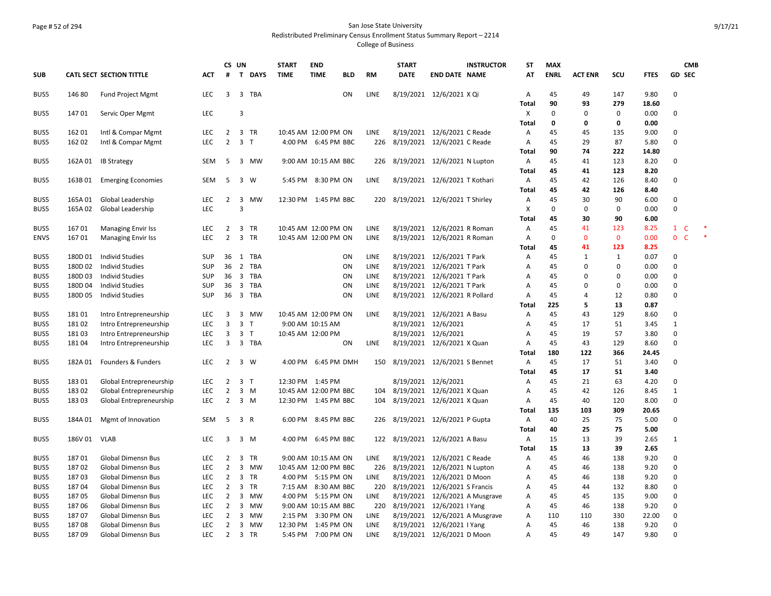San Jose State University

Redistributed Preliminary Census Enrollment Status Summary Report – 2214

College of Business

| SUB | CATL SECT | SECTION TITTLE | ACT | CS # | UN T | DAYS | START TIME | END TIME | BLD | RM | START DATE | END DATE | INSTRUCTOR NAME | ST AT | MAX ENRL | ACT ENR | SCU | FTES | GD | CMB SEC |
|---|---|---|---|---|---|---|---|---|---|---|---|---|---|---|---|---|---|---|---|---|
| BUS5 | 146 80 | Fund Project Mgmt | LEC | 3 | 3 | TBA | | | ON | LINE | 8/19/2021 | 12/6/2021 | X Qi | A | 45 | 49 | 147 | 9.80 | 0 | |
| | | | | | | | | | | | | | | Total | 90 | 93 | 279 | 18.60 | | |
| BUS5 | 147 01 | Servic Oper Mgmt | LEC | | 3 | | | | | | | | | X | 0 | 0 | 0 | 0.00 | 0 | |
| | | | | | | | | | | | | | | Total | 0 | 0 | 0 | 0.00 | | |
| BUS5 | 162 01 | Intl & Compar Mgmt | LEC | 2 | 3 | TR | 10:45 AM | 12:00 PM | ON | LINE | 8/19/2021 | 12/6/2021 | C Reade | A | 45 | 45 | 135 | 9.00 | 0 | |
| BUS5 | 162 02 | Intl & Compar Mgmt | LEC | 2 | 3 | T | 4:00 PM | 6:45 PM | BBC | 226 | 8/19/2021 | 12/6/2021 | C Reade | A | 45 | 29 | 87 | 5.80 | 0 | |
| | | | | | | | | | | | | | | Total | 90 | 74 | 222 | 14.80 | | |
| BUS5 | 162A 01 | IB Strategy | SEM | 5 | 3 | MW | 9:00 AM | 10:15 AM | BBC | 226 | 8/19/2021 | 12/6/2021 | N Lupton | A | 45 | 41 | 123 | 8.20 | 0 | |
| | | | | | | | | | | | | | | Total | 45 | 41 | 123 | 8.20 | | |
| BUS5 | 163B 01 | Emerging Economies | SEM | 5 | 3 | W | 5:45 PM | 8:30 PM | ON | LINE | 8/19/2021 | 12/6/2021 | T Kothari | A | 45 | 42 | 126 | 8.40 | 0 | |
| | | | | | | | | | | | | | | Total | 45 | 42 | 126 | 8.40 | | |
| BUS5 | 165A 01 | Global Leadership | LEC | 2 | 3 | MW | 12:30 PM | 1:45 PM | BBC | 220 | 8/19/2021 | 12/6/2021 | T Shirley | A | 45 | 30 | 90 | 6.00 | 0 | |
| BUS5 | 165A 02 | Global Leadership | LEC | | 3 | | | | | | | | | X | 0 | 0 | 0 | 0.00 | 0 | |
| | | | | | | | | | | | | | | Total | 45 | 30 | 90 | 6.00 | | |
| BUS5 | 167 01 | Managing Envir Iss | LEC | 2 | 3 | TR | 10:45 AM | 12:00 PM | ON | LINE | 8/19/2021 | 12/6/2021 | R Roman | A | 45 | 41 | 123 | 8.25 | 1 | C * |
| ENVS | 167 01 | Managing Envir Iss | LEC | 2 | 3 | TR | 10:45 AM | 12:00 PM | ON | LINE | 8/19/2021 | 12/6/2021 | R Roman | A | 0 | 0 | 0 | 0.00 | 0 | C * |
| | | | | | | | | | | | | | | Total | 45 | 41 | 123 | 8.25 | | |
| BUS5 | 180D 01 | Individ Studies | SUP | 36 | 1 | TBA | | | ON | LINE | 8/19/2021 | 12/6/2021 | T Park | A | 45 | 1 | 1 | 0.07 | 0 | |
| BUS5 | 180D 02 | Individ Studies | SUP | 36 | 2 | TBA | | | ON | LINE | 8/19/2021 | 12/6/2021 | T Park | A | 45 | 0 | 0 | 0.00 | 0 | |
| BUS5 | 180D 03 | Individ Studies | SUP | 36 | 3 | TBA | | | ON | LINE | 8/19/2021 | 12/6/2021 | T Park | A | 45 | 0 | 0 | 0.00 | 0 | |
| BUS5 | 180D 04 | Individ Studies | SUP | 36 | 3 | TBA | | | ON | LINE | 8/19/2021 | 12/6/2021 | T Park | A | 45 | 0 | 0 | 0.00 | 0 | |
| BUS5 | 180D 05 | Individ Studies | SUP | 36 | 3 | TBA | | | ON | LINE | 8/19/2021 | 12/6/2021 | R Pollard | A | 45 | 4 | 12 | 0.80 | 0 | |
| | | | | | | | | | | | | | | Total | 225 | 5 | 13 | 0.87 | | |
| BUS5 | 181 01 | Intro Entrepreneurship | LEC | 3 | 3 | MW | 10:45 AM | 12:00 PM | ON | LINE | 8/19/2021 | 12/6/2021 | A Basu | A | 45 | 43 | 129 | 8.60 | 0 | |
| BUS5 | 181 02 | Intro Entrepreneurship | LEC | 3 | 3 | T | 9:00 AM | 10:15 AM | | | 8/19/2021 | 12/6/2021 | | A | 45 | 17 | 51 | 3.45 | 1 | |
| BUS5 | 181 03 | Intro Entrepreneurship | LEC | 3 | 3 | T | 10:45 AM | 12:00 PM | | | 8/19/2021 | 12/6/2021 | | A | 45 | 19 | 57 | 3.80 | 0 | |
| BUS5 | 181 04 | Intro Entrepreneurship | LEC | 3 | 3 | TBA | | | ON | LINE | 8/19/2021 | 12/6/2021 | X Quan | A | 45 | 43 | 129 | 8.60 | 0 | |
| | | | | | | | | | | | | | | Total | 180 | 122 | 366 | 24.45 | | |
| BUS5 | 182A 01 | Founders & Funders | LEC | 2 | 3 | W | 4:00 PM | 6:45 PM | DMH | 150 | 8/19/2021 | 12/6/2021 | S Bennet | A | 45 | 17 | 51 | 3.40 | 0 | |
| | | | | | | | | | | | | | | Total | 45 | 17 | 51 | 3.40 | | |
| BUS5 | 183 01 | Global Entrepreneurship | LEC | 2 | 3 | T | 12:30 PM | 1:45 PM | | | 8/19/2021 | 12/6/2021 | | A | 45 | 21 | 63 | 4.20 | 0 | |
| BUS5 | 183 02 | Global Entrepreneurship | LEC | 2 | 3 | M | 10:45 AM | 12:00 PM | BBC | 104 | 8/19/2021 | 12/6/2021 | X Quan | A | 45 | 42 | 126 | 8.45 | 1 | |
| BUS5 | 183 03 | Global Entrepreneurship | LEC | 2 | 3 | M | 12:30 PM | 1:45 PM | BBC | 104 | 8/19/2021 | 12/6/2021 | X Quan | A | 45 | 40 | 120 | 8.00 | 0 | |
| | | | | | | | | | | | | | | Total | 135 | 103 | 309 | 20.65 | | |
| BUS5 | 184A 01 | Mgmt of Innovation | SEM | 5 | 3 | R | 6:00 PM | 8:45 PM | BBC | 226 | 8/19/2021 | 12/6/2021 | P Gupta | A | 40 | 25 | 75 | 5.00 | 0 | |
| | | | | | | | | | | | | | | Total | 40 | 25 | 75 | 5.00 | | |
| BUS5 | 186V 01 | VLAB | LEC | 3 | 3 | M | 4:00 PM | 6:45 PM | BBC | 122 | 8/19/2021 | 12/6/2021 | A Basu | A | 15 | 13 | 39 | 2.65 | 1 | |
| | | | | | | | | | | | | | | Total | 15 | 13 | 39 | 2.65 | | |
| BUS5 | 187 01 | Global Dimensn Bus | LEC | 2 | 3 | TR | 9:00 AM | 10:15 AM | ON | LINE | 8/19/2021 | 12/6/2021 | C Reade | A | 45 | 46 | 138 | 9.20 | 0 | |
| BUS5 | 187 02 | Global Dimensn Bus | LEC | 2 | 3 | MW | 10:45 AM | 12:00 PM | BBC | 226 | 8/19/2021 | 12/6/2021 | N Lupton | A | 45 | 46 | 138 | 9.20 | 0 | |
| BUS5 | 187 03 | Global Dimensn Bus | LEC | 2 | 3 | TR | 4:00 PM | 5:15 PM | ON | LINE | 8/19/2021 | 12/6/2021 | D Moon | A | 45 | 46 | 138 | 9.20 | 0 | |
| BUS5 | 187 04 | Global Dimensn Bus | LEC | 2 | 3 | TR | 7:15 AM | 8:30 AM | BBC | 220 | 8/19/2021 | 12/6/2021 | S Francis | A | 45 | 44 | 132 | 8.80 | 0 | |
| BUS5 | 187 05 | Global Dimensn Bus | LEC | 2 | 3 | MW | 4:00 PM | 5:15 PM | ON | LINE | 8/19/2021 | 12/6/2021 | A Musgrave | A | 45 | 45 | 135 | 9.00 | 0 | |
| BUS5 | 187 06 | Global Dimensn Bus | LEC | 2 | 3 | MW | 9:00 AM | 10:15 AM | BBC | 220 | 8/19/2021 | 12/6/2021 | I Yang | A | 45 | 46 | 138 | 9.20 | 0 | |
| BUS5 | 187 07 | Global Dimensn Bus | LEC | 2 | 3 | MW | 2:15 PM | 3:30 PM | ON | LINE | 8/19/2021 | 12/6/2021 | A Musgrave | A | 110 | 110 | 330 | 22.00 | 0 | |
| BUS5 | 187 08 | Global Dimensn Bus | LEC | 2 | 3 | MW | 12:30 PM | 1:45 PM | ON | LINE | 8/19/2021 | 12/6/2021 | I Yang | A | 45 | 46 | 138 | 9.20 | 0 | |
| BUS5 | 187 09 | Global Dimensn Bus | LEC | 2 | 3 | TR | 5:45 PM | 7:00 PM | ON | LINE | 8/19/2021 | 12/6/2021 | D Moon | A | 45 | 49 | 147 | 9.80 | 0 | |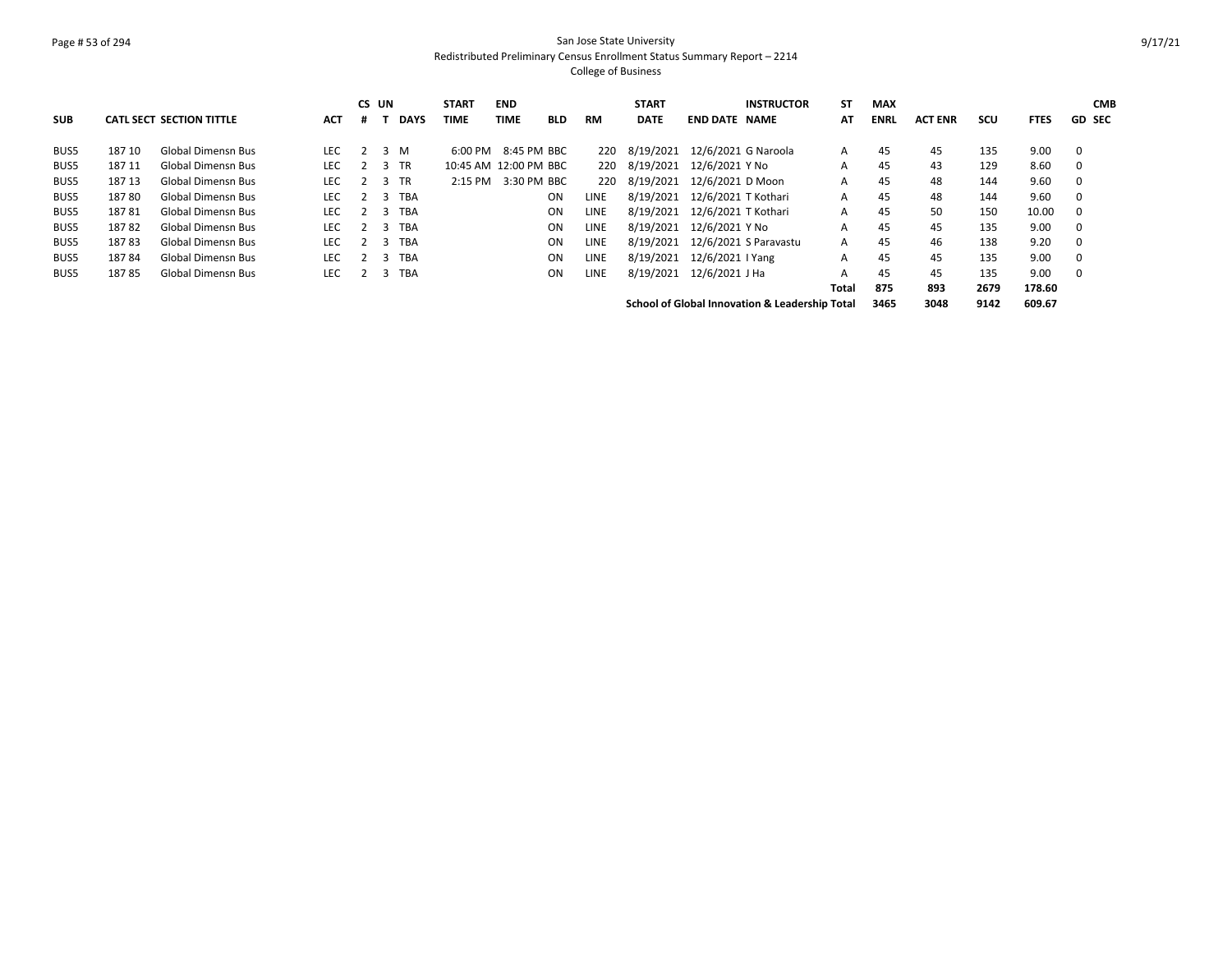San Jose State University
Redistributed Preliminary Census Enrollment Status Summary Report – 2214
College of Business

| SUB | CATL | SECT | SECTION TITTLE | ACT | CS # | UN T | DAYS | START TIME | END TIME | BLD | RM | START DATE | END DATE | INSTRUCTOR NAME | ST AT | MAX ENRL | ACT ENR | SCU | FTES | GD | CMB SEC |
|---|---|---|---|---|---|---|---|---|---|---|---|---|---|---|---|---|---|---|---|---|---|
| BUS5 | 187 | 10 | Global Dimensn Bus | LEC | 2 | 3 | M | 6:00 PM | 8:45 PM | BBC | 220 | 8/19/2021 | 12/6/2021 | G Naroola | A | 45 | 45 | 135 | 9.00 | 0 | |
| BUS5 | 187 | 11 | Global Dimensn Bus | LEC | 2 | 3 | TR | 10:45 AM | 12:00 PM | BBC | 220 | 8/19/2021 | 12/6/2021 | Y No | A | 45 | 43 | 129 | 8.60 | 0 | |
| BUS5 | 187 | 13 | Global Dimensn Bus | LEC | 2 | 3 | TR | 2:15 PM | 3:30 PM | BBC | 220 | 8/19/2021 | 12/6/2021 | D Moon | A | 45 | 48 | 144 | 9.60 | 0 | |
| BUS5 | 187 | 80 | Global Dimensn Bus | LEC | 2 | 3 | TBA | | | ON | LINE | 8/19/2021 | 12/6/2021 | T Kothari | A | 45 | 48 | 144 | 9.60 | 0 | |
| BUS5 | 187 | 81 | Global Dimensn Bus | LEC | 2 | 3 | TBA | | | ON | LINE | 8/19/2021 | 12/6/2021 | T Kothari | A | 45 | 50 | 150 | 10.00 | 0 | |
| BUS5 | 187 | 82 | Global Dimensn Bus | LEC | 2 | 3 | TBA | | | ON | LINE | 8/19/2021 | 12/6/2021 | Y No | A | 45 | 45 | 135 | 9.00 | 0 | |
| BUS5 | 187 | 83 | Global Dimensn Bus | LEC | 2 | 3 | TBA | | | ON | LINE | 8/19/2021 | 12/6/2021 | S Paravastu | A | 45 | 46 | 138 | 9.20 | 0 | |
| BUS5 | 187 | 84 | Global Dimensn Bus | LEC | 2 | 3 | TBA | | | ON | LINE | 8/19/2021 | 12/6/2021 | I Yang | A | 45 | 45 | 135 | 9.00 | 0 | |
| BUS5 | 187 | 85 | Global Dimensn Bus | LEC | 2 | 3 | TBA | | | ON | LINE | 8/19/2021 | 12/6/2021 | J Ha | A | 45 | 45 | 135 | 9.00 | 0 | |
| | | | | | | | | | | | | | | | **Total** | **875** | **893** | **2679** | **178.60** | | |
| | | | | | | | | | | | | | | **School of Global Innovation & Leadership Total** | | **3465** | **3048** | **9142** | **609.67** | | |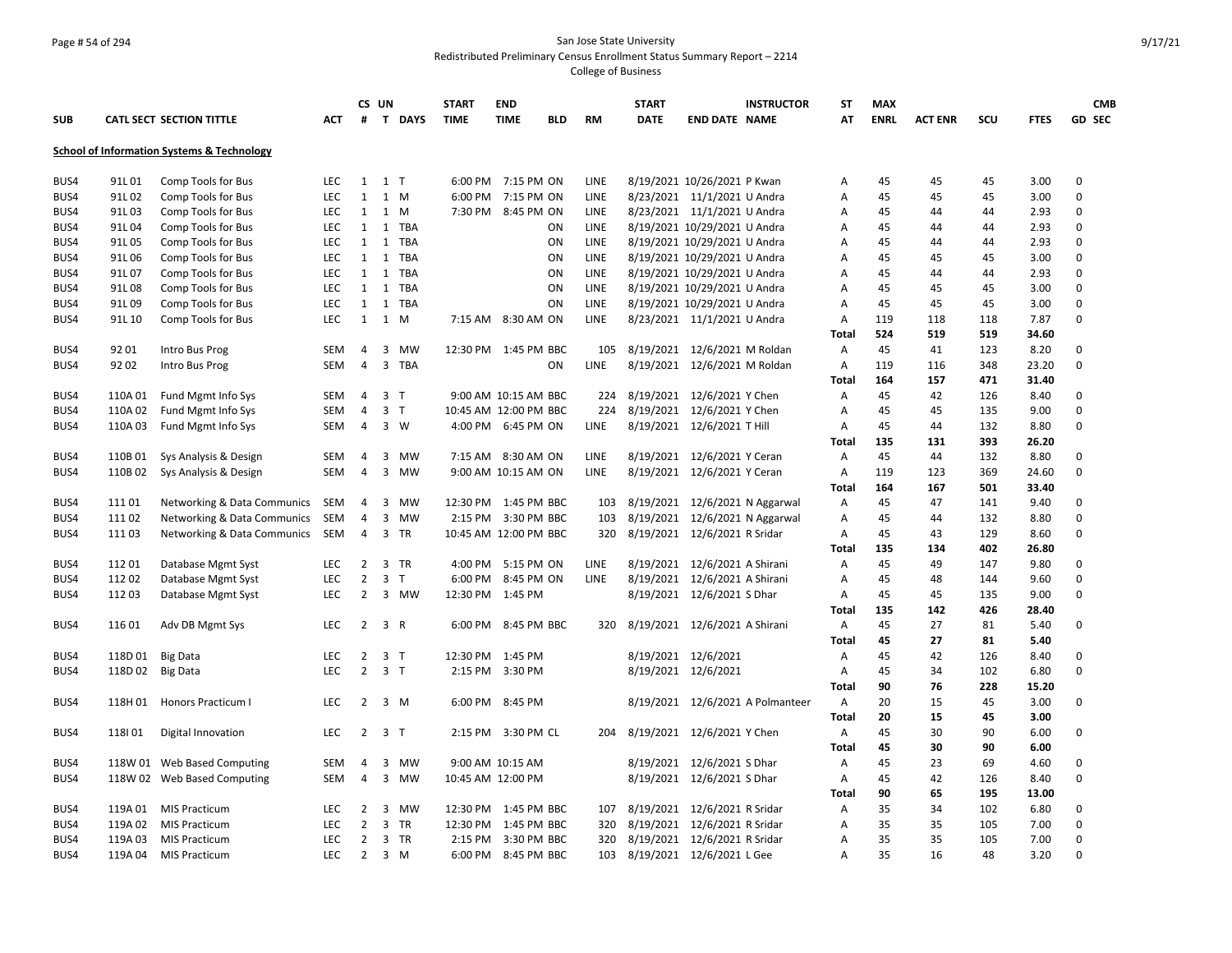San Jose State University

Redistributed Preliminary Census Enrollment Status Summary Report – 2214

College of Business

**School of Information Systems & Technology**

| SUB | CATL SECT | SECTION TITTLE | ACT | CS # | UN T | DAYS | START TIME | END TIME | BLD | RM | START DATE | END DATE | INSTRUCTOR NAME | ST AT | MAX ENRL | ACT ENR | SCU | FTES | GD | CMB SEC |
|---|---|---|---|---|---|---|---|---|---|---|---|---|---|---|---|---|---|---|---|---|
| BUS4 | 91L 01 | Comp Tools for Bus | LEC | 1 | 1 | T | 6:00 PM | 7:15 PM | ON | LINE | 8/19/2021 | 10/26/2021 | P Kwan | A | 45 | 45 | 45 | 3.00 | 0 | |
| BUS4 | 91L 02 | Comp Tools for Bus | LEC | 1 | 1 | M | 6:00 PM | 7:15 PM | ON | LINE | 8/23/2021 | 11/1/2021 | U Andra | A | 45 | 45 | 45 | 3.00 | 0 | |
| BUS4 | 91L 03 | Comp Tools for Bus | LEC | 1 | 1 | M | 7:30 PM | 8:45 PM | ON | LINE | 8/23/2021 | 11/1/2021 | U Andra | A | 45 | 44 | 44 | 2.93 | 0 | |
| BUS4 | 91L 04 | Comp Tools for Bus | LEC | 1 | 1 | TBA | | | ON | LINE | 8/19/2021 | 10/29/2021 | U Andra | A | 45 | 44 | 44 | 2.93 | 0 | |
| BUS4 | 91L 05 | Comp Tools for Bus | LEC | 1 | 1 | TBA | | | ON | LINE | 8/19/2021 | 10/29/2021 | U Andra | A | 45 | 44 | 44 | 2.93 | 0 | |
| BUS4 | 91L 06 | Comp Tools for Bus | LEC | 1 | 1 | TBA | | | ON | LINE | 8/19/2021 | 10/29/2021 | U Andra | A | 45 | 45 | 45 | 3.00 | 0 | |
| BUS4 | 91L 07 | Comp Tools for Bus | LEC | 1 | 1 | TBA | | | ON | LINE | 8/19/2021 | 10/29/2021 | U Andra | A | 45 | 44 | 44 | 2.93 | 0 | |
| BUS4 | 91L 08 | Comp Tools for Bus | LEC | 1 | 1 | TBA | | | ON | LINE | 8/19/2021 | 10/29/2021 | U Andra | A | 45 | 45 | 45 | 3.00 | 0 | |
| BUS4 | 91L 09 | Comp Tools for Bus | LEC | 1 | 1 | TBA | | | ON | LINE | 8/19/2021 | 10/29/2021 | U Andra | A | 45 | 45 | 45 | 3.00 | 0 | |
| BUS4 | 91L 10 | Comp Tools for Bus | LEC | 1 | 1 | M | 7:15 AM | 8:30 AM | ON | LINE | 8/23/2021 | 11/1/2021 | U Andra | A | 119 | 118 | 118 | 7.87 | 0 | |
| | | | | | | | | | | | | | | **Total** | **524** | **519** | **519** | **34.60** | | |
| BUS4 | 92 01 | Intro Bus Prog | SEM | 4 | 3 | MW | 12:30 PM | 1:45 PM | BBC | 105 | 8/19/2021 | 12/6/2021 | M Roldan | A | 45 | 41 | 123 | 8.20 | 0 | |
| BUS4 | 92 02 | Intro Bus Prog | SEM | 4 | 3 | TBA | | | ON | LINE | 8/19/2021 | 12/6/2021 | M Roldan | A | 119 | 116 | 348 | 23.20 | 0 | |
| | | | | | | | | | | | | | | **Total** | **164** | **157** | **471** | **31.40** | | |
| BUS4 | 110A 01 | Fund Mgmt Info Sys | SEM | 4 | 3 | T | 9:00 AM | 10:15 AM | BBC | 224 | 8/19/2021 | 12/6/2021 | Y Chen | A | 45 | 42 | 126 | 8.40 | 0 | |
| BUS4 | 110A 02 | Fund Mgmt Info Sys | SEM | 4 | 3 | T | 10:45 AM | 12:00 PM | BBC | 224 | 8/19/2021 | 12/6/2021 | Y Chen | A | 45 | 45 | 135 | 9.00 | 0 | |
| BUS4 | 110A 03 | Fund Mgmt Info Sys | SEM | 4 | 3 | W | 4:00 PM | 6:45 PM | ON | LINE | 8/19/2021 | 12/6/2021 | T Hill | A | 45 | 44 | 132 | 8.80 | 0 | |
| | | | | | | | | | | | | | | **Total** | **135** | **131** | **393** | **26.20** | | |
| BUS4 | 110B 01 | Sys Analysis & Design | SEM | 4 | 3 | MW | 7:15 AM | 8:30 AM | ON | LINE | 8/19/2021 | 12/6/2021 | Y Ceran | A | 45 | 44 | 132 | 8.80 | 0 | |
| BUS4 | 110B 02 | Sys Analysis & Design | SEM | 4 | 3 | MW | 9:00 AM | 10:15 AM | ON | LINE | 8/19/2021 | 12/6/2021 | Y Ceran | A | 119 | 123 | 369 | 24.60 | 0 | |
| | | | | | | | | | | | | | | **Total** | **164** | **167** | **501** | **33.40** | | |
| BUS4 | 111 01 | Networking & Data Communics | SEM | 4 | 3 | MW | 12:30 PM | 1:45 PM | BBC | 103 | 8/19/2021 | 12/6/2021 | N Aggarwal | A | 45 | 47 | 141 | 9.40 | 0 | |
| BUS4 | 111 02 | Networking & Data Communics | SEM | 4 | 3 | MW | 2:15 PM | 3:30 PM | BBC | 103 | 8/19/2021 | 12/6/2021 | N Aggarwal | A | 45 | 44 | 132 | 8.80 | 0 | |
| BUS4 | 111 03 | Networking & Data Communics | SEM | 4 | 3 | TR | 10:45 AM | 12:00 PM | BBC | 320 | 8/19/2021 | 12/6/2021 | R Sridar | A | 45 | 43 | 129 | 8.60 | 0 | |
| | | | | | | | | | | | | | | **Total** | **135** | **134** | **402** | **26.80** | | |
| BUS4 | 112 01 | Database Mgmt Syst | LEC | 2 | 3 | TR | 4:00 PM | 5:15 PM | ON | LINE | 8/19/2021 | 12/6/2021 | A Shirani | A | 45 | 49 | 147 | 9.80 | 0 | |
| BUS4 | 112 02 | Database Mgmt Syst | LEC | 2 | 3 | T | 6:00 PM | 8:45 PM | ON | LINE | 8/19/2021 | 12/6/2021 | A Shirani | A | 45 | 48 | 144 | 9.60 | 0 | |
| BUS4 | 112 03 | Database Mgmt Syst | LEC | 2 | 3 | MW | 12:30 PM | 1:45 PM | | | 8/19/2021 | 12/6/2021 | S Dhar | A | 45 | 45 | 135 | 9.00 | 0 | |
| | | | | | | | | | | | | | | **Total** | **135** | **142** | **426** | **28.40** | | |
| BUS4 | 116 01 | Adv DB Mgmt Sys | LEC | 2 | 3 | R | 6:00 PM | 8:45 PM | BBC | 320 | 8/19/2021 | 12/6/2021 | A Shirani | A | 45 | 27 | 81 | 5.40 | 0 | |
| | | | | | | | | | | | | | | **Total** | **45** | **27** | **81** | **5.40** | | |
| BUS4 | 118D 01 | Big Data | LEC | 2 | 3 | T | 12:30 PM | 1:45 PM | | | 8/19/2021 | 12/6/2021 | | A | 45 | 42 | 126 | 8.40 | 0 | |
| BUS4 | 118D 02 | Big Data | LEC | 2 | 3 | T | 2:15 PM | 3:30 PM | | | 8/19/2021 | 12/6/2021 | | A | 45 | 34 | 102 | 6.80 | 0 | |
| | | | | | | | | | | | | | | **Total** | **90** | **76** | **228** | **15.20** | | |
| BUS4 | 118H 01 | Honors Practicum I | LEC | 2 | 3 | M | 6:00 PM | 8:45 PM | | | 8/19/2021 | 12/6/2021 | A Polmanteer | A | 20 | 15 | 45 | 3.00 | 0 | |
| | | | | | | | | | | | | | | **Total** | **20** | **15** | **45** | **3.00** | | |
| BUS4 | 118I 01 | Digital Innovation | LEC | 2 | 3 | T | 2:15 PM | 3:30 PM | CL | 204 | 8/19/2021 | 12/6/2021 | Y Chen | A | 45 | 30 | 90 | 6.00 | 0 | |
| | | | | | | | | | | | | | | **Total** | **45** | **30** | **90** | **6.00** | | |
| BUS4 | 118W 01 | Web Based Computing | SEM | 4 | 3 | MW | 9:00 AM | 10:15 AM | | | 8/19/2021 | 12/6/2021 | S Dhar | A | 45 | 23 | 69 | 4.60 | 0 | |
| BUS4 | 118W 02 | Web Based Computing | SEM | 4 | 3 | MW | 10:45 AM | 12:00 PM | | | 8/19/2021 | 12/6/2021 | S Dhar | A | 45 | 42 | 126 | 8.40 | 0 | |
| | | | | | | | | | | | | | | **Total** | **90** | **65** | **195** | **13.00** | | |
| BUS4 | 119A 01 | MIS Practicum | LEC | 2 | 3 | MW | 12:30 PM | 1:45 PM | BBC | 107 | 8/19/2021 | 12/6/2021 | R Sridar | A | 35 | 34 | 102 | 6.80 | 0 | |
| BUS4 | 119A 02 | MIS Practicum | LEC | 2 | 3 | TR | 12:30 PM | 1:45 PM | BBC | 320 | 8/19/2021 | 12/6/2021 | R Sridar | A | 35 | 35 | 105 | 7.00 | 0 | |
| BUS4 | 119A 03 | MIS Practicum | LEC | 2 | 3 | TR | 2:15 PM | 3:30 PM | BBC | 320 | 8/19/2021 | 12/6/2021 | R Sridar | A | 35 | 35 | 105 | 7.00 | 0 | |
| BUS4 | 119A 04 | MIS Practicum | LEC | 2 | 3 | M | 6:00 PM | 8:45 PM | BBC | 103 | 8/19/2021 | 12/6/2021 | L Gee | A | 35 | 16 | 48 | 3.20 | 0 | |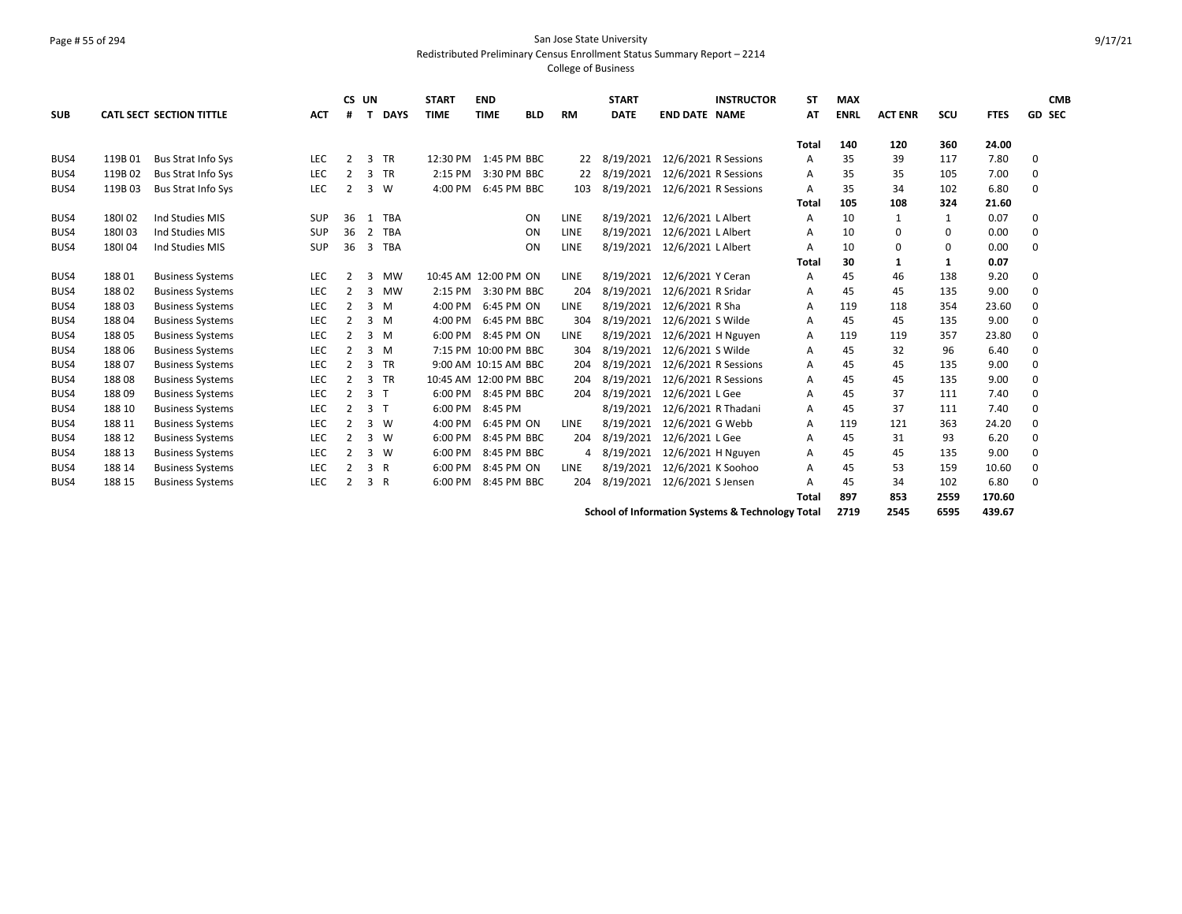San Jose State University
Redistributed Preliminary Census Enrollment Status Summary Report – 2214
College of Business

| SUB | CATL SECT | SECTION TITTLE | ACT | CS # | UN T | DAYS | START TIME | END TIME | BLD | RM | START DATE | END DATE | INSTRUCTOR NAME | ST AT | MAX ENRL | ACT ENR | SCU | FTES | GD | CMB SEC |
|---|---|---|---|---|---|---|---|---|---|---|---|---|---|---|---|---|---|---|---|---|
| | | | | | | | | | | | | | | **Total** | **140** | **120** | **360** | **24.00** | | |
| BUS4 | 119B 01 | Bus Strat Info Sys | LEC | 2 | 3 | TR | 12:30 PM | 1:45 PM | BBC | 22 | 8/19/2021 | 12/6/2021 | R Sessions | A | 35 | 39 | 117 | 7.80 | 0 | |
| BUS4 | 119B 02 | Bus Strat Info Sys | LEC | 2 | 3 | TR | 2:15 PM | 3:30 PM | BBC | 22 | 8/19/2021 | 12/6/2021 | R Sessions | A | 35 | 35 | 105 | 7.00 | 0 | |
| BUS4 | 119B 03 | Bus Strat Info Sys | LEC | 2 | 3 | W | 4:00 PM | 6:45 PM | BBC | 103 | 8/19/2021 | 12/6/2021 | R Sessions | A | 35 | 34 | 102 | 6.80 | 0 | |
| | | | | | | | | | | | | | | **Total** | **105** | **108** | **324** | **21.60** | | |
| BUS4 | 180I 02 | Ind Studies MIS | SUP | 36 | 1 | TBA | | | ON | LINE | 8/19/2021 | 12/6/2021 | L Albert | A | 10 | 1 | 1 | 0.07 | 0 | |
| BUS4 | 180I 03 | Ind Studies MIS | SUP | 36 | 2 | TBA | | | ON | LINE | 8/19/2021 | 12/6/2021 | L Albert | A | 10 | 0 | 0 | 0.00 | 0 | |
| BUS4 | 180I 04 | Ind Studies MIS | SUP | 36 | 3 | TBA | | | ON | LINE | 8/19/2021 | 12/6/2021 | L Albert | A | 10 | 0 | 0 | 0.00 | 0 | |
| | | | | | | | | | | | | | | **Total** | **30** | **1** | **1** | **0.07** | | |
| BUS4 | 188 01 | Business Systems | LEC | 2 | 3 | MW | 10:45 AM | 12:00 PM | ON | LINE | 8/19/2021 | 12/6/2021 | Y Ceran | A | 45 | 46 | 138 | 9.20 | 0 | |
| BUS4 | 188 02 | Business Systems | LEC | 2 | 3 | MW | 2:15 PM | 3:30 PM | BBC | 204 | 8/19/2021 | 12/6/2021 | R Sridar | A | 45 | 45 | 135 | 9.00 | 0 | |
| BUS4 | 188 03 | Business Systems | LEC | 2 | 3 | M | 4:00 PM | 6:45 PM | ON | LINE | 8/19/2021 | 12/6/2021 | R Sha | A | 119 | 118 | 354 | 23.60 | 0 | |
| BUS4 | 188 04 | Business Systems | LEC | 2 | 3 | M | 4:00 PM | 6:45 PM | BBC | 304 | 8/19/2021 | 12/6/2021 | S Wilde | A | 45 | 45 | 135 | 9.00 | 0 | |
| BUS4 | 188 05 | Business Systems | LEC | 2 | 3 | M | 6:00 PM | 8:45 PM | ON | LINE | 8/19/2021 | 12/6/2021 | H Nguyen | A | 119 | 119 | 357 | 23.80 | 0 | |
| BUS4 | 188 06 | Business Systems | LEC | 2 | 3 | M | 7:15 PM | 10:00 PM | BBC | 304 | 8/19/2021 | 12/6/2021 | S Wilde | A | 45 | 32 | 96 | 6.40 | 0 | |
| BUS4 | 188 07 | Business Systems | LEC | 2 | 3 | TR | 9:00 AM | 10:15 AM | BBC | 204 | 8/19/2021 | 12/6/2021 | R Sessions | A | 45 | 45 | 135 | 9.00 | 0 | |
| BUS4 | 188 08 | Business Systems | LEC | 2 | 3 | TR | 10:45 AM | 12:00 PM | BBC | 204 | 8/19/2021 | 12/6/2021 | R Sessions | A | 45 | 45 | 135 | 9.00 | 0 | |
| BUS4 | 188 09 | Business Systems | LEC | 2 | 3 | T | 6:00 PM | 8:45 PM | BBC | 204 | 8/19/2021 | 12/6/2021 | L Gee | A | 45 | 37 | 111 | 7.40 | 0 | |
| BUS4 | 188 10 | Business Systems | LEC | 2 | 3 | T | 6:00 PM | 8:45 PM | | | 8/19/2021 | 12/6/2021 | R Thadani | A | 45 | 37 | 111 | 7.40 | 0 | |
| BUS4 | 188 11 | Business Systems | LEC | 2 | 3 | W | 4:00 PM | 6:45 PM | ON | LINE | 8/19/2021 | 12/6/2021 | G Webb | A | 119 | 121 | 363 | 24.20 | 0 | |
| BUS4 | 188 12 | Business Systems | LEC | 2 | 3 | W | 6:00 PM | 8:45 PM | BBC | 204 | 8/19/2021 | 12/6/2021 | L Gee | A | 45 | 31 | 93 | 6.20 | 0 | |
| BUS4 | 188 13 | Business Systems | LEC | 2 | 3 | W | 6:00 PM | 8:45 PM | BBC | 4 | 8/19/2021 | 12/6/2021 | H Nguyen | A | 45 | 45 | 135 | 9.00 | 0 | |
| BUS4 | 188 14 | Business Systems | LEC | 2 | 3 | R | 6:00 PM | 8:45 PM | ON | LINE | 8/19/2021 | 12/6/2021 | K Soohoo | A | 45 | 53 | 159 | 10.60 | 0 | |
| BUS4 | 188 15 | Business Systems | LEC | 2 | 3 | R | 6:00 PM | 8:45 PM | BBC | 204 | 8/19/2021 | 12/6/2021 | S Jensen | A | 45 | 34 | 102 | 6.80 | 0 | |
| | | | | | | | | | | | | | | **Total** | **897** | **853** | **2559** | **170.60** | | |
| | | | | | | | | | | | | | **School of Information Systems & Technology Total** | | **2719** | **2545** | **6595** | **439.67** | | |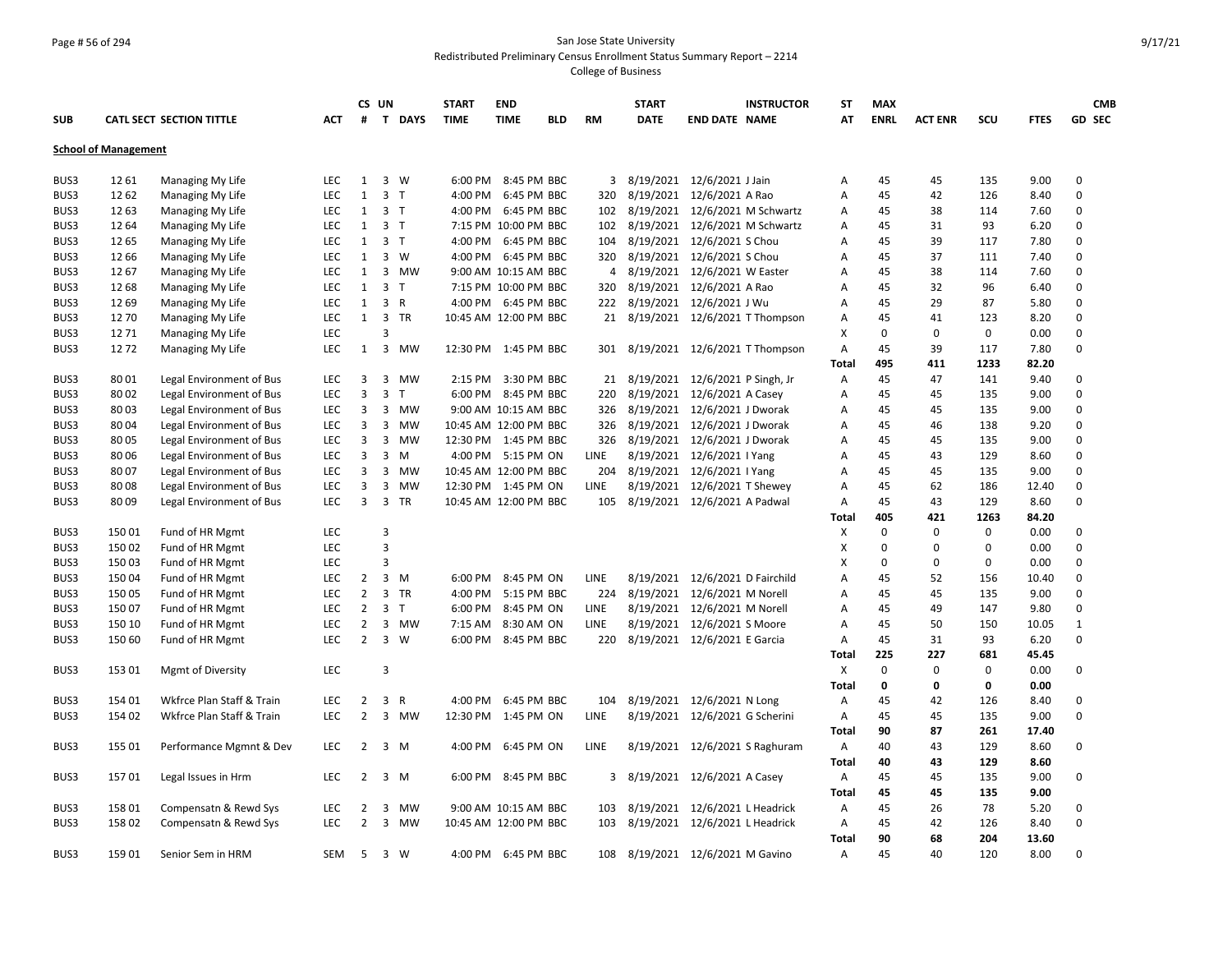San Jose State University

Redistributed Preliminary Census Enrollment Status Summary Report – 2214

College of Business

| SUB | CATL SECT | SECTION TITTLE | ACT | CS # | UN T | DAYS | START TIME | END TIME | BLD | RM | START DATE | END DATE | INSTRUCTOR NAME | ST AT | MAX ENRL | ACT ENR | SCU | FTES | GD | CMB SEC |
|---|---|---|---|---|---|---|---|---|---|---|---|---|---|---|---|---|---|---|---|---|
| **School of Management** | | | | | | | | | | | | | | | | | | | | |
| BUS3 | 12 61 | Managing My Life | LEC | 1 | 3 | W | 6:00 PM | 8:45 PM | BBC | 3 | 8/19/2021 | 12/6/2021 | J Jain | A | 45 | 45 | 135 | 9.00 | 0 | |
| BUS3 | 12 62 | Managing My Life | LEC | 1 | 3 | T | 4:00 PM | 6:45 PM | BBC | 320 | 8/19/2021 | 12/6/2021 | A Rao | A | 45 | 42 | 126 | 8.40 | 0 | |
| BUS3 | 12 63 | Managing My Life | LEC | 1 | 3 | T | 4:00 PM | 6:45 PM | BBC | 102 | 8/19/2021 | 12/6/2021 | M Schwartz | A | 45 | 38 | 114 | 7.60 | 0 | |
| BUS3 | 12 64 | Managing My Life | LEC | 1 | 3 | T | 7:15 PM | 10:00 PM | BBC | 102 | 8/19/2021 | 12/6/2021 | M Schwartz | A | 45 | 31 | 93 | 6.20 | 0 | |
| BUS3 | 12 65 | Managing My Life | LEC | 1 | 3 | T | 4:00 PM | 6:45 PM | BBC | 104 | 8/19/2021 | 12/6/2021 | S Chou | A | 45 | 39 | 117 | 7.80 | 0 | |
| BUS3 | 12 66 | Managing My Life | LEC | 1 | 3 | W | 4:00 PM | 6:45 PM | BBC | 320 | 8/19/2021 | 12/6/2021 | S Chou | A | 45 | 37 | 111 | 7.40 | 0 | |
| BUS3 | 12 67 | Managing My Life | LEC | 1 | 3 | MW | 9:00 AM | 10:15 AM | BBC | 4 | 8/19/2021 | 12/6/2021 | W Easter | A | 45 | 38 | 114 | 7.60 | 0 | |
| BUS3 | 12 68 | Managing My Life | LEC | 1 | 3 | T | 7:15 PM | 10:00 PM | BBC | 320 | 8/19/2021 | 12/6/2021 | A Rao | A | 45 | 32 | 96 | 6.40 | 0 | |
| BUS3 | 12 69 | Managing My Life | LEC | 1 | 3 | R | 4:00 PM | 6:45 PM | BBC | 222 | 8/19/2021 | 12/6/2021 | J Wu | A | 45 | 29 | 87 | 5.80 | 0 | |
| BUS3 | 12 70 | Managing My Life | LEC | 1 | 3 | TR | 10:45 AM | 12:00 PM | BBC | 21 | 8/19/2021 | 12/6/2021 | T Thompson | A | 45 | 41 | 123 | 8.20 | 0 | |
| BUS3 | 12 71 | Managing My Life | LEC | | 3 | | | | | | | | | X | 0 | 0 | 0 | 0.00 | 0 | |
| BUS3 | 12 72 | Managing My Life | LEC | 1 | 3 | MW | 12:30 PM | 1:45 PM | BBC | 301 | 8/19/2021 | 12/6/2021 | T Thompson | A | 45 | 39 | 117 | 7.80 | 0 | |
| | | | | | | | | | | | | | | **Total** | **495** | **411** | **1233** | **82.20** | | |
| BUS3 | 80 01 | Legal Environment of Bus | LEC | 3 | 3 | MW | 2:15 PM | 3:30 PM | BBC | 21 | 8/19/2021 | 12/6/2021 | P Singh, Jr | A | 45 | 47 | 141 | 9.40 | 0 | |
| BUS3 | 80 02 | Legal Environment of Bus | LEC | 3 | 3 | T | 6:00 PM | 8:45 PM | BBC | 220 | 8/19/2021 | 12/6/2021 | A Casey | A | 45 | 45 | 135 | 9.00 | 0 | |
| BUS3 | 80 03 | Legal Environment of Bus | LEC | 3 | 3 | MW | 9:00 AM | 10:15 AM | BBC | 326 | 8/19/2021 | 12/6/2021 | J Dworak | A | 45 | 45 | 135 | 9.00 | 0 | |
| BUS3 | 80 04 | Legal Environment of Bus | LEC | 3 | 3 | MW | 10:45 AM | 12:00 PM | BBC | 326 | 8/19/2021 | 12/6/2021 | J Dworak | A | 45 | 46 | 138 | 9.20 | 0 | |
| BUS3 | 80 05 | Legal Environment of Bus | LEC | 3 | 3 | MW | 12:30 PM | 1:45 PM | BBC | 326 | 8/19/2021 | 12/6/2021 | J Dworak | A | 45 | 45 | 135 | 9.00 | 0 | |
| BUS3 | 80 06 | Legal Environment of Bus | LEC | 3 | 3 | M | 4:00 PM | 5:15 PM | ON | LINE | 8/19/2021 | 12/6/2021 | I Yang | A | 45 | 43 | 129 | 8.60 | 0 | |
| BUS3 | 80 07 | Legal Environment of Bus | LEC | 3 | 3 | MW | 10:45 AM | 12:00 PM | BBC | 204 | 8/19/2021 | 12/6/2021 | I Yang | A | 45 | 45 | 135 | 9.00 | 0 | |
| BUS3 | 80 08 | Legal Environment of Bus | LEC | 3 | 3 | MW | 12:30 PM | 1:45 PM | ON | LINE | 8/19/2021 | 12/6/2021 | T Shewey | A | 45 | 62 | 186 | 12.40 | 0 | |
| BUS3 | 80 09 | Legal Environment of Bus | LEC | 3 | 3 | TR | 10:45 AM | 12:00 PM | BBC | 105 | 8/19/2021 | 12/6/2021 | A Padwal | A | 45 | 43 | 129 | 8.60 | 0 | |
| | | | | | | | | | | | | | | **Total** | **405** | **421** | **1263** | **84.20** | | |
| BUS3 | 150 01 | Fund of HR Mgmt | LEC | | 3 | | | | | | | | | X | 0 | 0 | 0 | 0.00 | 0 | |
| BUS3 | 150 02 | Fund of HR Mgmt | LEC | | 3 | | | | | | | | | X | 0 | 0 | 0 | 0.00 | 0 | |
| BUS3 | 150 03 | Fund of HR Mgmt | LEC | | 3 | | | | | | | | | X | 0 | 0 | 0 | 0.00 | 0 | |
| BUS3 | 150 04 | Fund of HR Mgmt | LEC | 2 | 3 | M | 6:00 PM | 8:45 PM | ON | LINE | 8/19/2021 | 12/6/2021 | D Fairchild | A | 45 | 52 | 156 | 10.40 | 0 | |
| BUS3 | 150 05 | Fund of HR Mgmt | LEC | 2 | 3 | TR | 4:00 PM | 5:15 PM | BBC | 224 | 8/19/2021 | 12/6/2021 | M Norell | A | 45 | 45 | 135 | 9.00 | 0 | |
| BUS3 | 150 07 | Fund of HR Mgmt | LEC | 2 | 3 | T | 6:00 PM | 8:45 PM | ON | LINE | 8/19/2021 | 12/6/2021 | M Norell | A | 45 | 49 | 147 | 9.80 | 0 | |
| BUS3 | 150 10 | Fund of HR Mgmt | LEC | 2 | 3 | MW | 7:15 AM | 8:30 AM | ON | LINE | 8/19/2021 | 12/6/2021 | S Moore | A | 45 | 50 | 150 | 10.05 | 1 | |
| BUS3 | 150 60 | Fund of HR Mgmt | LEC | 2 | 3 | W | 6:00 PM | 8:45 PM | BBC | 220 | 8/19/2021 | 12/6/2021 | E Garcia | A | 45 | 31 | 93 | 6.20 | 0 | |
| | | | | | | | | | | | | | | **Total** | **225** | **227** | **681** | **45.45** | | |
| BUS3 | 153 01 | Mgmt of Diversity | LEC | | 3 | | | | | | | | | X | 0 | 0 | 0 | 0.00 | 0 | |
| | | | | | | | | | | | | | | **Total** | **0** | **0** | **0** | **0.00** | | |
| BUS3 | 154 01 | Wkfrce Plan Staff & Train | LEC | 2 | 3 | R | 4:00 PM | 6:45 PM | BBC | 104 | 8/19/2021 | 12/6/2021 | N Long | A | 45 | 42 | 126 | 8.40 | 0 | |
| BUS3 | 154 02 | Wkfrce Plan Staff & Train | LEC | 2 | 3 | MW | 12:30 PM | 1:45 PM | ON | LINE | 8/19/2021 | 12/6/2021 | G Scherini | A | 45 | 45 | 135 | 9.00 | 0 | |
| | | | | | | | | | | | | | | **Total** | **90** | **87** | **261** | **17.40** | | |
| BUS3 | 155 01 | Performance Mgmnt & Dev | LEC | 2 | 3 | M | 4:00 PM | 6:45 PM | ON | LINE | 8/19/2021 | 12/6/2021 | S Raghuram | A | 40 | 43 | 129 | 8.60 | 0 | |
| | | | | | | | | | | | | | | **Total** | **40** | **43** | **129** | **8.60** | | |
| BUS3 | 157 01 | Legal Issues in Hrm | LEC | 2 | 3 | M | 6:00 PM | 8:45 PM | BBC | 3 | 8/19/2021 | 12/6/2021 | A Casey | A | 45 | 45 | 135 | 9.00 | 0 | |
| | | | | | | | | | | | | | | **Total** | **45** | **45** | **135** | **9.00** | | |
| BUS3 | 158 01 | Compensatn & Rewd Sys | LEC | 2 | 3 | MW | 9:00 AM | 10:15 AM | BBC | 103 | 8/19/2021 | 12/6/2021 | L Headrick | A | 45 | 26 | 78 | 5.20 | 0 | |
| BUS3 | 158 02 | Compensatn & Rewd Sys | LEC | 2 | 3 | MW | 10:45 AM | 12:00 PM | BBC | 103 | 8/19/2021 | 12/6/2021 | L Headrick | A | 45 | 42 | 126 | 8.40 | 0 | |
| | | | | | | | | | | | | | | **Total** | **90** | **68** | **204** | **13.60** | | |
| BUS3 | 159 01 | Senior Sem in HRM | SEM | 5 | 3 | W | 4:00 PM | 6:45 PM | BBC | 108 | 8/19/2021 | 12/6/2021 | M Gavino | A | 45 | 40 | 120 | 8.00 | 0 | |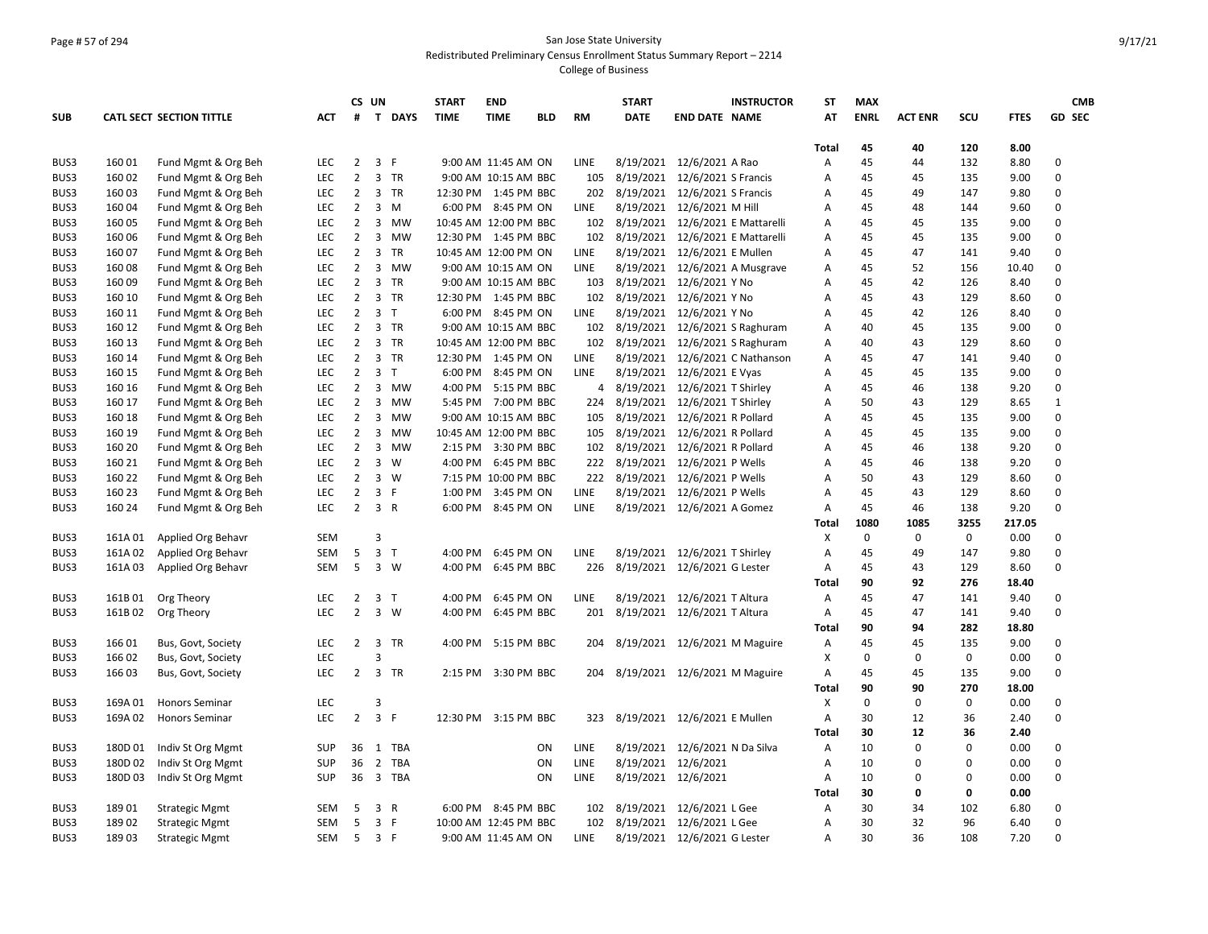San Jose State University
Redistributed Preliminary Census Enrollment Status Summary Report – 2214
College of Business

| SUB | CATL SECT | SECTION TITTLE | ACT | CS # | UN T | DAYS | START TIME | END TIME | BLD | RM | START DATE | END DATE | INSTRUCTOR NAME | ST AT | MAX ENRL | ACT ENR | SCU | FTES | GD | CMB SEC |
|---|---|---|---|---|---|---|---|---|---|---|---|---|---|---|---|---|---|---|---|---|
| | | | | | | | | | | | | | | Total | 45 | 40 | 120 | 8.00 | | |
| BUS3 | 160 01 | Fund Mgmt & Org Beh | LEC | 2 | 3 | F | 9:00 AM | 11:45 AM | ON | LINE | 8/19/2021 | 12/6/2021 | A Rao | A | 45 | 44 | 132 | 8.80 | 0 | |
| BUS3 | 160 02 | Fund Mgmt & Org Beh | LEC | 2 | 3 | TR | 9:00 AM | 10:15 AM | BBC | 105 | 8/19/2021 | 12/6/2021 | S Francis | A | 45 | 45 | 135 | 9.00 | 0 | |
| BUS3 | 160 03 | Fund Mgmt & Org Beh | LEC | 2 | 3 | TR | 12:30 PM | 1:45 PM | BBC | 202 | 8/19/2021 | 12/6/2021 | S Francis | A | 45 | 49 | 147 | 9.80 | 0 | |
| BUS3 | 160 04 | Fund Mgmt & Org Beh | LEC | 2 | 3 | M | 6:00 PM | 8:45 PM | ON | LINE | 8/19/2021 | 12/6/2021 | M Hill | A | 45 | 48 | 144 | 9.60 | 0 | |
| BUS3 | 160 05 | Fund Mgmt & Org Beh | LEC | 2 | 3 | MW | 10:45 AM | 12:00 PM | BBC | 102 | 8/19/2021 | 12/6/2021 | E Mattarelli | A | 45 | 45 | 135 | 9.00 | 0 | |
| BUS3 | 160 06 | Fund Mgmt & Org Beh | LEC | 2 | 3 | MW | 12:30 PM | 1:45 PM | BBC | 102 | 8/19/2021 | 12/6/2021 | E Mattarelli | A | 45 | 45 | 135 | 9.00 | 0 | |
| BUS3 | 160 07 | Fund Mgmt & Org Beh | LEC | 2 | 3 | TR | 10:45 AM | 12:00 PM | ON | LINE | 8/19/2021 | 12/6/2021 | E Mullen | A | 45 | 47 | 141 | 9.40 | 0 | |
| BUS3 | 160 08 | Fund Mgmt & Org Beh | LEC | 2 | 3 | MW | 9:00 AM | 10:15 AM | ON | LINE | 8/19/2021 | 12/6/2021 | A Musgrave | A | 45 | 52 | 156 | 10.40 | 0 | |
| BUS3 | 160 09 | Fund Mgmt & Org Beh | LEC | 2 | 3 | TR | 9:00 AM | 10:15 AM | BBC | 103 | 8/19/2021 | 12/6/2021 | Y No | A | 45 | 42 | 126 | 8.40 | 0 | |
| BUS3 | 160 10 | Fund Mgmt & Org Beh | LEC | 2 | 3 | TR | 12:30 PM | 1:45 PM | BBC | 102 | 8/19/2021 | 12/6/2021 | Y No | A | 45 | 43 | 129 | 8.60 | 0 | |
| BUS3 | 160 11 | Fund Mgmt & Org Beh | LEC | 2 | 3 | T | 6:00 PM | 8:45 PM | ON | LINE | 8/19/2021 | 12/6/2021 | Y No | A | 45 | 42 | 126 | 8.40 | 0 | |
| BUS3 | 160 12 | Fund Mgmt & Org Beh | LEC | 2 | 3 | TR | 9:00 AM | 10:15 AM | BBC | 102 | 8/19/2021 | 12/6/2021 | S Raghuram | A | 40 | 45 | 135 | 9.00 | 0 | |
| BUS3 | 160 13 | Fund Mgmt & Org Beh | LEC | 2 | 3 | TR | 10:45 AM | 12:00 PM | BBC | 102 | 8/19/2021 | 12/6/2021 | S Raghuram | A | 40 | 43 | 129 | 8.60 | 0 | |
| BUS3 | 160 14 | Fund Mgmt & Org Beh | LEC | 2 | 3 | TR | 12:30 PM | 1:45 PM | ON | LINE | 8/19/2021 | 12/6/2021 | C Nathanson | A | 45 | 47 | 141 | 9.40 | 0 | |
| BUS3 | 160 15 | Fund Mgmt & Org Beh | LEC | 2 | 3 | T | 6:00 PM | 8:45 PM | ON | LINE | 8/19/2021 | 12/6/2021 | E Vyas | A | 45 | 45 | 135 | 9.00 | 0 | |
| BUS3 | 160 16 | Fund Mgmt & Org Beh | LEC | 2 | 3 | MW | 4:00 PM | 5:15 PM | BBC | 4 | 8/19/2021 | 12/6/2021 | T Shirley | A | 45 | 46 | 138 | 9.20 | 0 | |
| BUS3 | 160 17 | Fund Mgmt & Org Beh | LEC | 2 | 3 | MW | 5:45 PM | 7:00 PM | BBC | 224 | 8/19/2021 | 12/6/2021 | T Shirley | A | 50 | 43 | 129 | 8.65 | 1 | |
| BUS3 | 160 18 | Fund Mgmt & Org Beh | LEC | 2 | 3 | MW | 9:00 AM | 10:15 AM | BBC | 105 | 8/19/2021 | 12/6/2021 | R Pollard | A | 45 | 45 | 135 | 9.00 | 0 | |
| BUS3 | 160 19 | Fund Mgmt & Org Beh | LEC | 2 | 3 | MW | 10:45 AM | 12:00 PM | BBC | 105 | 8/19/2021 | 12/6/2021 | R Pollard | A | 45 | 45 | 135 | 9.00 | 0 | |
| BUS3 | 160 20 | Fund Mgmt & Org Beh | LEC | 2 | 3 | MW | 2:15 PM | 3:30 PM | BBC | 102 | 8/19/2021 | 12/6/2021 | R Pollard | A | 45 | 46 | 138 | 9.20 | 0 | |
| BUS3 | 160 21 | Fund Mgmt & Org Beh | LEC | 2 | 3 | W | 4:00 PM | 6:45 PM | BBC | 222 | 8/19/2021 | 12/6/2021 | P Wells | A | 45 | 46 | 138 | 9.20 | 0 | |
| BUS3 | 160 22 | Fund Mgmt & Org Beh | LEC | 2 | 3 | W | 7:15 PM | 10:00 PM | BBC | 222 | 8/19/2021 | 12/6/2021 | P Wells | A | 50 | 43 | 129 | 8.60 | 0 | |
| BUS3 | 160 23 | Fund Mgmt & Org Beh | LEC | 2 | 3 | F | 1:00 PM | 3:45 PM | ON | LINE | 8/19/2021 | 12/6/2021 | P Wells | A | 45 | 43 | 129 | 8.60 | 0 | |
| BUS3 | 160 24 | Fund Mgmt & Org Beh | LEC | 2 | 3 | R | 6:00 PM | 8:45 PM | ON | LINE | 8/19/2021 | 12/6/2021 | A Gomez | A | 45 | 46 | 138 | 9.20 | 0 | |
| | | | | | | | | | | | | | | Total | 1080 | 1085 | 3255 | 217.05 | | |
| BUS3 | 161A 01 | Applied Org Behavr | SEM | | 3 | | | | | | | | | X | 0 | 0 | 0 | 0.00 | 0 | |
| BUS3 | 161A 02 | Applied Org Behavr | SEM | 5 | 3 | T | 4:00 PM | 6:45 PM | ON | LINE | 8/19/2021 | 12/6/2021 | T Shirley | A | 45 | 49 | 147 | 9.80 | 0 | |
| BUS3 | 161A 03 | Applied Org Behavr | SEM | 5 | 3 | W | 4:00 PM | 6:45 PM | BBC | 226 | 8/19/2021 | 12/6/2021 | G Lester | A | 45 | 43 | 129 | 8.60 | 0 | |
| | | | | | | | | | | | | | | Total | 90 | 92 | 276 | 18.40 | | |
| BUS3 | 161B 01 | Org Theory | LEC | 2 | 3 | T | 4:00 PM | 6:45 PM | ON | LINE | 8/19/2021 | 12/6/2021 | T Altura | A | 45 | 47 | 141 | 9.40 | 0 | |
| BUS3 | 161B 02 | Org Theory | LEC | 2 | 3 | W | 4:00 PM | 6:45 PM | BBC | 201 | 8/19/2021 | 12/6/2021 | T Altura | A | 45 | 47 | 141 | 9.40 | 0 | |
| | | | | | | | | | | | | | | Total | 90 | 94 | 282 | 18.80 | | |
| BUS3 | 166 01 | Bus, Govt, Society | LEC | 2 | 3 | TR | 4:00 PM | 5:15 PM | BBC | 204 | 8/19/2021 | 12/6/2021 | M Maguire | A | 45 | 45 | 135 | 9.00 | 0 | |
| BUS3 | 166 02 | Bus, Govt, Society | LEC | | 3 | | | | | | | | | X | 0 | 0 | 0 | 0.00 | 0 | |
| BUS3 | 166 03 | Bus, Govt, Society | LEC | 2 | 3 | TR | 2:15 PM | 3:30 PM | BBC | 204 | 8/19/2021 | 12/6/2021 | M Maguire | A | 45 | 45 | 135 | 9.00 | 0 | |
| | | | | | | | | | | | | | | Total | 90 | 90 | 270 | 18.00 | | |
| BUS3 | 169A 01 | Honors Seminar | LEC | | 3 | | | | | | | | | X | 0 | 0 | 0 | 0.00 | 0 | |
| BUS3 | 169A 02 | Honors Seminar | LEC | 2 | 3 | F | 12:30 PM | 3:15 PM | BBC | 323 | 8/19/2021 | 12/6/2021 | E Mullen | A | 30 | 12 | 36 | 2.40 | 0 | |
| | | | | | | | | | | | | | | Total | 30 | 12 | 36 | 2.40 | | |
| BUS3 | 180D 01 | Indiv St Org Mgmt | SUP | 36 | 1 | TBA | | | ON | LINE | 8/19/2021 | 12/6/2021 | N Da Silva | A | 10 | 0 | 0 | 0.00 | 0 | |
| BUS3 | 180D 02 | Indiv St Org Mgmt | SUP | 36 | 2 | TBA | | | ON | LINE | 8/19/2021 | 12/6/2021 | | A | 10 | 0 | 0 | 0.00 | 0 | |
| BUS3 | 180D 03 | Indiv St Org Mgmt | SUP | 36 | 3 | TBA | | | ON | LINE | 8/19/2021 | 12/6/2021 | | A | 10 | 0 | 0 | 0.00 | 0 | |
| | | | | | | | | | | | | | | Total | 30 | 0 | 0 | 0.00 | | |
| BUS3 | 189 01 | Strategic Mgmt | SEM | 5 | 3 | R | 6:00 PM | 8:45 PM | BBC | 102 | 8/19/2021 | 12/6/2021 | L Gee | A | 30 | 34 | 102 | 6.80 | 0 | |
| BUS3 | 189 02 | Strategic Mgmt | SEM | 5 | 3 | F | 10:00 AM | 12:45 PM | BBC | 102 | 8/19/2021 | 12/6/2021 | L Gee | A | 30 | 32 | 96 | 6.40 | 0 | |
| BUS3 | 189 03 | Strategic Mgmt | SEM | 5 | 3 | F | 9:00 AM | 11:45 AM | ON | LINE | 8/19/2021 | 12/6/2021 | G Lester | A | 30 | 36 | 108 | 7.20 | 0 | |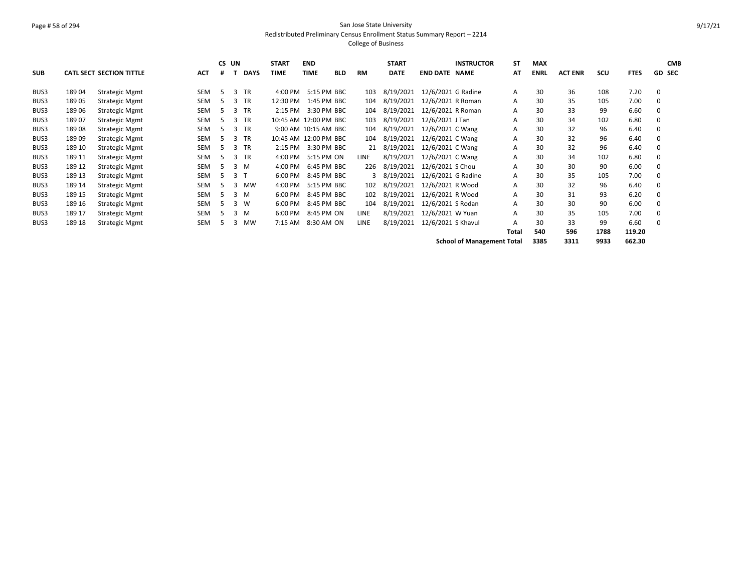San Jose State University
Redistributed Preliminary Census Enrollment Status Summary Report – 2214
College of Business

| SUB | CATL | SECT | SECTION TITTLE | ACT | CS # | UN T | DAYS | START TIME | END TIME | BLD | RM | START DATE | END DATE | INSTRUCTOR NAME | ST AT | MAX ENRL | ACT ENR | SCU | FTES | GD | CMB SEC |
|---|---|---|---|---|---|---|---|---|---|---|---|---|---|---|---|---|---|---|---|---|---|
| BUS3 | 189 | 04 | Strategic Mgmt | SEM | 5 | 3 | TR | 4:00 PM | 5:15 PM | BBC | 103 | 8/19/2021 | 12/6/2021 | G Radine | A | 30 | 36 | 108 | 7.20 | 0 | |
| BUS3 | 189 | 05 | Strategic Mgmt | SEM | 5 | 3 | TR | 12:30 PM | 1:45 PM | BBC | 104 | 8/19/2021 | 12/6/2021 | R Roman | A | 30 | 35 | 105 | 7.00 | 0 | |
| BUS3 | 189 | 06 | Strategic Mgmt | SEM | 5 | 3 | TR | 2:15 PM | 3:30 PM | BBC | 104 | 8/19/2021 | 12/6/2021 | R Roman | A | 30 | 33 | 99 | 6.60 | 0 | |
| BUS3 | 189 | 07 | Strategic Mgmt | SEM | 5 | 3 | TR | 10:45 AM | 12:00 PM | BBC | 103 | 8/19/2021 | 12/6/2021 | J Tan | A | 30 | 34 | 102 | 6.80 | 0 | |
| BUS3 | 189 | 08 | Strategic Mgmt | SEM | 5 | 3 | TR | 9:00 AM | 10:15 AM | BBC | 104 | 8/19/2021 | 12/6/2021 | C Wang | A | 30 | 32 | 96 | 6.40 | 0 | |
| BUS3 | 189 | 09 | Strategic Mgmt | SEM | 5 | 3 | TR | 10:45 AM | 12:00 PM | BBC | 104 | 8/19/2021 | 12/6/2021 | C Wang | A | 30 | 32 | 96 | 6.40 | 0 | |
| BUS3 | 189 | 10 | Strategic Mgmt | SEM | 5 | 3 | TR | 2:15 PM | 3:30 PM | BBC | 21 | 8/19/2021 | 12/6/2021 | C Wang | A | 30 | 32 | 96 | 6.40 | 0 | |
| BUS3 | 189 | 11 | Strategic Mgmt | SEM | 5 | 3 | TR | 4:00 PM | 5:15 PM | ON | LINE | 8/19/2021 | 12/6/2021 | C Wang | A | 30 | 34 | 102 | 6.80 | 0 | |
| BUS3 | 189 | 12 | Strategic Mgmt | SEM | 5 | 3 | M | 4:00 PM | 6:45 PM | BBC | 226 | 8/19/2021 | 12/6/2021 | S Chou | A | 30 | 30 | 90 | 6.00 | 0 | |
| BUS3 | 189 | 13 | Strategic Mgmt | SEM | 5 | 3 | T | 6:00 PM | 8:45 PM | BBC | 3 | 8/19/2021 | 12/6/2021 | G Radine | A | 30 | 35 | 105 | 7.00 | 0 | |
| BUS3 | 189 | 14 | Strategic Mgmt | SEM | 5 | 3 | MW | 4:00 PM | 5:15 PM | BBC | 102 | 8/19/2021 | 12/6/2021 | R Wood | A | 30 | 32 | 96 | 6.40 | 0 | |
| BUS3 | 189 | 15 | Strategic Mgmt | SEM | 5 | 3 | M | 6:00 PM | 8:45 PM | BBC | 102 | 8/19/2021 | 12/6/2021 | R Wood | A | 30 | 31 | 93 | 6.20 | 0 | |
| BUS3 | 189 | 16 | Strategic Mgmt | SEM | 5 | 3 | W | 6:00 PM | 8:45 PM | BBC | 104 | 8/19/2021 | 12/6/2021 | S Rodan | A | 30 | 30 | 90 | 6.00 | 0 | |
| BUS3 | 189 | 17 | Strategic Mgmt | SEM | 5 | 3 | M | 6:00 PM | 8:45 PM | ON | LINE | 8/19/2021 | 12/6/2021 | W Yuan | A | 30 | 35 | 105 | 7.00 | 0 | |
| BUS3 | 189 | 18 | Strategic Mgmt | SEM | 5 | 3 | MW | 7:15 AM | 8:30 AM | ON | LINE | 8/19/2021 | 12/6/2021 | S Khavul | A | 30 | 33 | 99 | 6.60 | 0 | |
| | | | | | | | | | | | | | | | **Total** | **540** | **596** | **1788** | **119.20** | | |
| | | | | | | | | | | | | | | **School of Management Total** | | **3385** | **3311** | **9933** | **662.30** | | |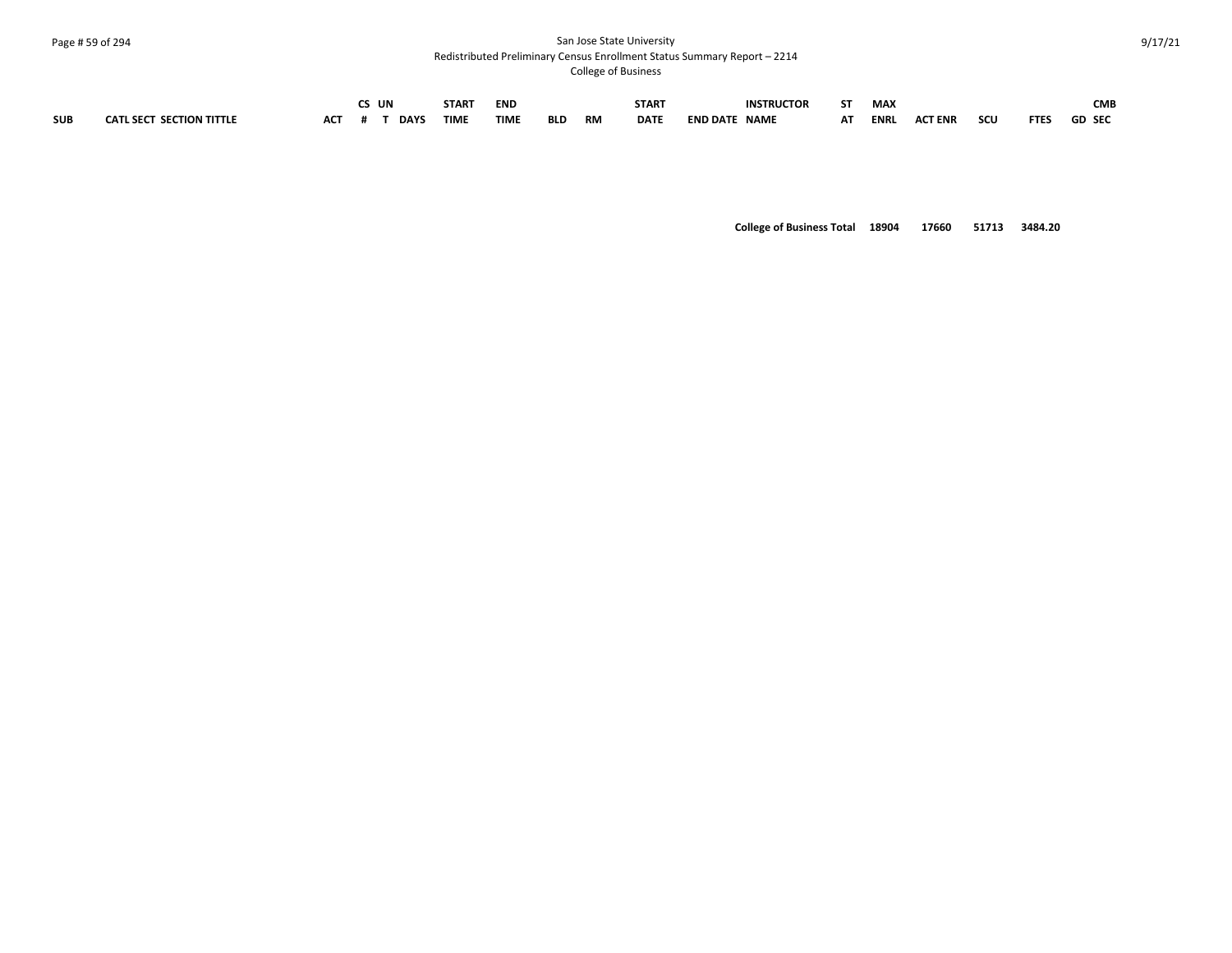| SUB | CATL SECT SECTION TITTLE | ACT | CS # | UN T | DAYS | START TIME | END TIME | BLD | RM | START DATE | END DATE | INSTRUCTOR NAME | ST AT | MAX ENRL | ACT ENR | SCU | FTES | GD | CMB SEC |
|---|---|---|---|---|---|---|---|---|---|---|---|---|---|---|---|---|---|---|---|
| | | | | | | | | | | | | College of Business Total | | 18904 | 17660 | 51713 | 3484.20 | | |